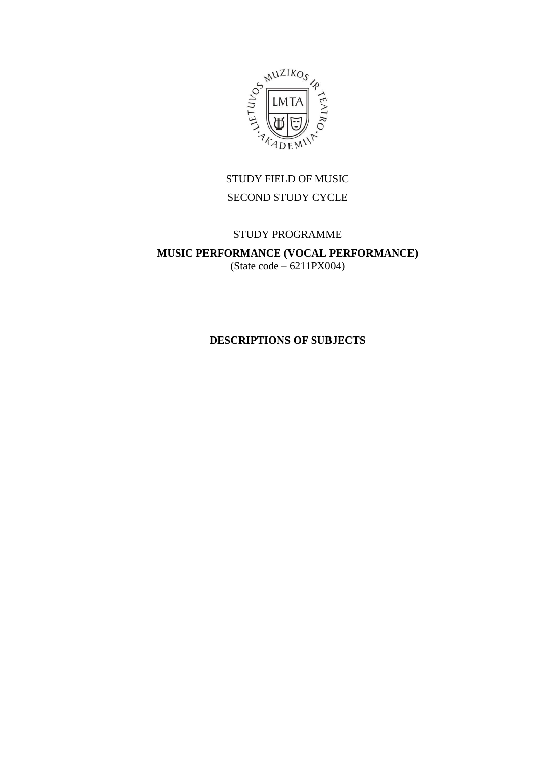STUDY FIELD OF MUSIC

SECOND STUDY CYCLE

STUDY PROGRAMME

**MUSIC PERFORMANCE (VOCAL PERFORMANCE)**

(State code – 6211PX004)

# DESCRIPTIONS OF SUBJECTS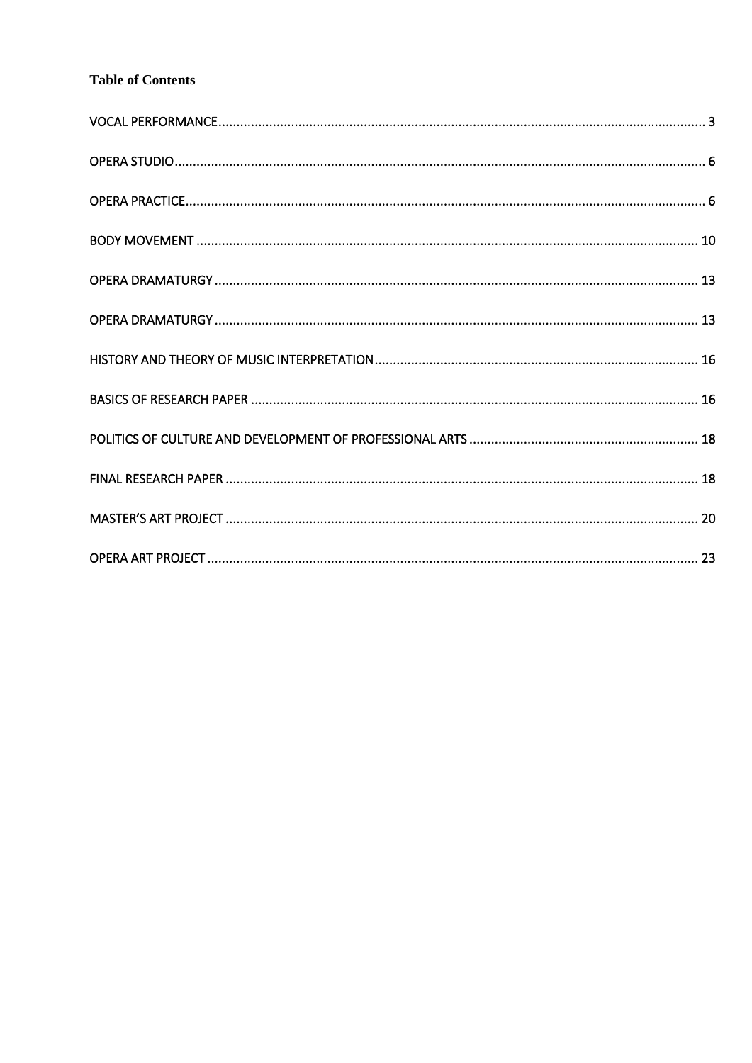**Table of Contents**

VOCAL PERFORMANCE .......... 3

OPERA STUDIO .......... 6

OPERA PRACTICE .......... 6

BODY MOVEMENT .......... 10

OPERA DRAMATURGY .......... 13

OPERA DRAMATURGY .......... 13

HISTORY AND THEORY OF MUSIC INTERPRETATION .......... 16

BASICS OF RESEARCH PAPER .......... 16

POLITICS OF CULTURE AND DEVELOPMENT OF PROFESSIONAL ARTS .......... 18

FINAL RESEARCH PAPER .......... 18

MASTER'S ART PROJECT .......... 20

OPERA ART PROJECT .......... 23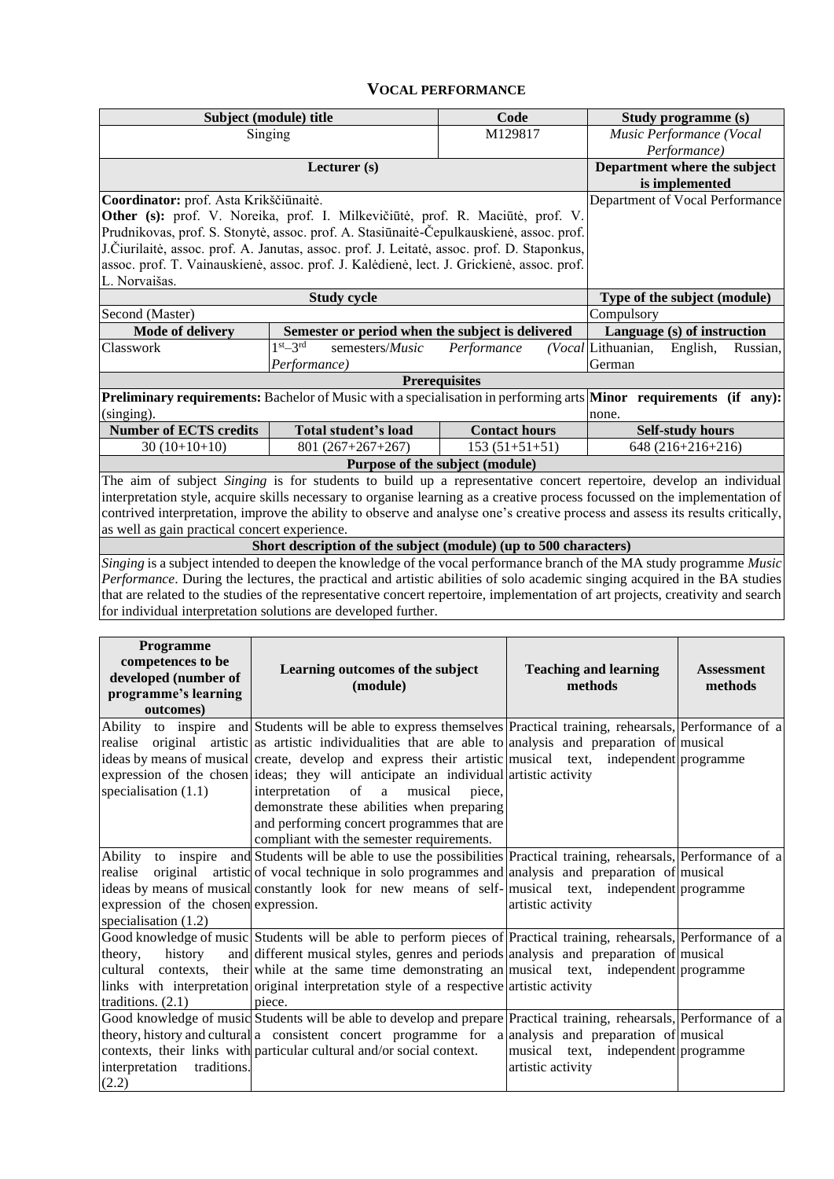## VOCAL PERFORMANCE

| Subject (module) title | | Code | Study programme (s) |
|---|---|---|---|
| Singing | | M129817 | *Music Performance (Vocal Performance)* |
| Lecturer (s) | | | Department where the subject is implemented |
| **Coordinator:** prof. Asta Krikščiūnaitė.<br>**Other (s):** prof. V. Noreika, prof. I. Milkevičiūtė, prof. R. Maciūtė, prof. V. Prudnikovas, prof. S. Stonytė, assoc. prof. A. Stasiūnaitė-Čepulkauskienė, assoc. prof. J.Čiurilaitė, assoc. prof. A. Janutas, assoc. prof. J. Leitatė, assoc. prof. D. Staponkus, assoc. prof. T. Vainauskienė, assoc. prof. J. Kalėdienė, lect. J. Grickienė, assoc. prof. L. Norvaišas. | | | Department of Vocal Performance |
| Study cycle | | | Type of the subject (module) |
| Second (Master) | | | Compulsory |
| Mode of delivery | Semester or period when the subject is delivered | | Language (s) of instruction |
| Classwork | 1st–3rd semesters/*Music Performance (Vocal Performance)* | | Lithuanian, English, Russian, German |
| Prerequisites | | | |
| **Preliminary requirements:** Bachelor of Music with a specialisation in performing arts (singing). | | | **Minor requirements (if any):** none. |
| Number of ECTS credits | Total student's load | Contact hours | Self-study hours |
| 30 (10+10+10) | 801 (267+267+267) | 153 (51+51+51) | 648 (216+216+216) |
| Purpose of the subject (module) | | | |
| The aim of subject *Singing* is for students to build up a representative concert repertoire, develop an individual interpretation style, acquire skills necessary to organise learning as a creative process focussed on the implementation of contrived interpretation, improve the ability to observe and analyse one's creative process and assess its results critically, as well as gain practical concert experience. | | | |
| Short description of the subject (module) (up to 500 characters) | | | |
| *Singing* is a subject intended to deepen the knowledge of the vocal performance branch of the MA study programme *Music Performance*. During the lectures, the practical and artistic abilities of solo academic singing acquired in the BA studies that are related to the studies of the representative concert repertoire, implementation of art projects, creativity and search for individual interpretation solutions are developed further. | | | |

| Programme competences to be developed (number of programme's learning outcomes) | Learning outcomes of the subject (module) | Teaching and learning methods | Assessment methods |
|---|---|---|---|
| Ability to inspire and realise original artistic ideas by means of musical expression of the chosen specialisation (1.1) | Students will be able to express themselves as artistic individualities that are able to create, develop and express their artistic ideas; they will anticipate an individual interpretation of a musical piece, demonstrate these abilities when preparing and performing concert programmes that are compliant with the semester requirements. | Practical training, rehearsals, analysis and preparation of musical text, independent artistic activity | Performance of a musical programme |
| Ability to inspire and realise original artistic ideas by means of musical expression of the chosen specialisation (1.2) | Students will be able to use the possibilities of vocal technique in solo programmes and constantly look for new means of self-expression. | Practical training, rehearsals, analysis and preparation of musical text, independent artistic activity | Performance of a musical programme |
| Good knowledge of music theory, history and cultural contexts, their links with interpretation traditions. (2.1) | Students will be able to perform pieces of different musical styles, genres and periods while at the same time demonstrating an original interpretation style of a respective piece. | Practical training, rehearsals, analysis and preparation of musical text, independent artistic activity | Performance of a musical programme |
| Good knowledge of music theory, history and cultural contexts, their links with interpretation traditions. (2.2) | Students will be able to develop and prepare a consistent concert programme for a particular cultural and/or social context. | Practical training, rehearsals, analysis and preparation of musical text, independent artistic activity | Performance of a musical programme |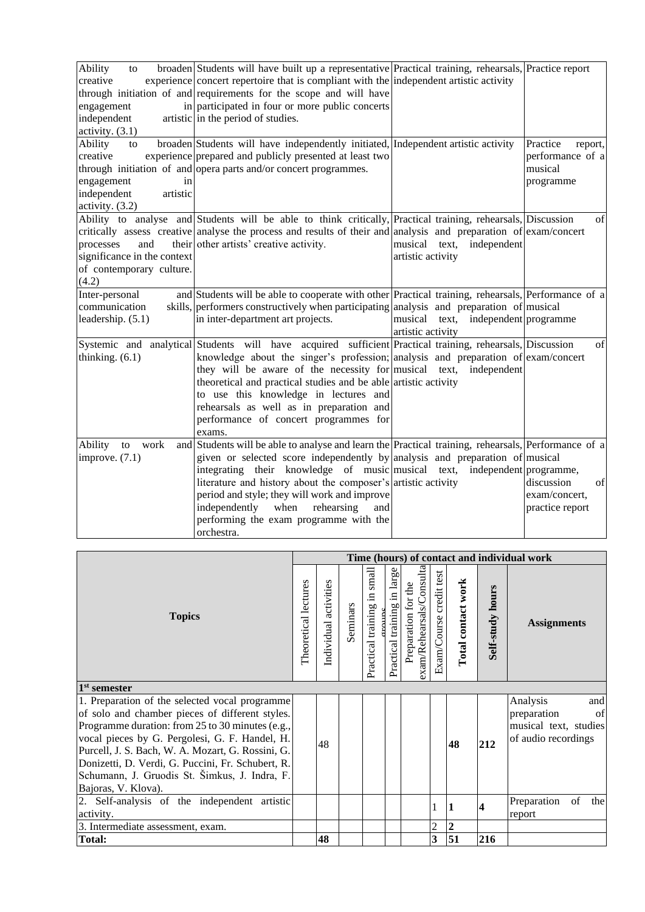| | | | |
|---|---|---|---|
| Ability to broaden creative experience through initiation of and engagement in independent artistic activity. (3.1) | Students will have built up a representative concert repertoire that is compliant with the requirements for the scope and will have participated in four or more public concerts in the period of studies. | Practical training, rehearsals, independent artistic activity | Practice report |
| Ability to broaden creative experience through initiation of and engagement in independent artistic activity. (3.2) | Students will have independently initiated, prepared and publicly presented at least two opera parts and/or concert programmes. | Independent artistic activity | Practice report, performance of a musical programme |
| Ability to analyse and critically assess creative processes and their significance in the context of contemporary culture. (4.2) | Students will be able to think critically, analyse the process and results of their and other artists' creative activity. | Practical training, rehearsals, analysis and preparation of musical text, independent artistic activity | Discussion of exam/concert |
| Inter-personal communication skills, leadership. (5.1) | Students will be able to cooperate with other performers constructively when participating in inter-department art projects. | Practical training, rehearsals, analysis and preparation of musical text, independent artistic activity | Performance of a musical programme |
| Systemic and analytical thinking. (6.1) | Students will have acquired sufficient knowledge about the singer's profession; they will be aware of the necessity for theoretical and practical studies and be able to use this knowledge in lectures and rehearsals as well as in preparation and performance of concert programmes for exams. | Practical training, rehearsals, analysis and preparation of musical text, independent artistic activity | Discussion of exam/concert |
| Ability to work and improve. (7.1) | Students will be able to analyse and learn the given or selected score independently by integrating their knowledge of music literature and history about the composer's period and style; they will work and improve independently when rehearsing and performing the exam programme with the orchestra. | Practical training, rehearsals, analysis and preparation of musical text, independent artistic activity | Performance of a musical programme, discussion of exam/concert, practice report |

| Topics | Time (hours) of contact and individual work | | | | | | | | | Assignments |
|---|---|---|---|---|---|---|---|---|---|---|
| | Theoretical lectures | Individual activities | Seminars | Practical training in small groups | Practical training in large | Preparation for the exam/Rehearsals/Consulta | Exam/Course credit test | **Total contact work** | **Self-study hours** | **Assignments** |
| **1st semester** | | | | | | | | | | |
| 1. Preparation of the selected vocal programme of solo and chamber pieces of different styles. Programme duration: from 25 to 30 minutes (e.g., vocal pieces by G. Pergolesi, G. F. Handel, H. Purcell, J. S. Bach, W. A. Mozart, G. Rossini, G. Donizetti, D. Verdi, G. Puccini, Fr. Schubert, R. Schumann, J. Gruodis St. Šimkus, J. Indra, F. Bajoras, V. Klova). | | 48 | | | | | | **48** | **212** | Analysis and preparation of musical text, studies of audio recordings |
| 2. Self-analysis of the independent artistic activity. | | | | | | | 1 | **1** | **4** | Preparation of the report |
| 3. Intermediate assessment, exam. | | | | | | | 2 | **2** | | |
| **Total:** | | **48** | | | | | **3** | **51** | **216** | |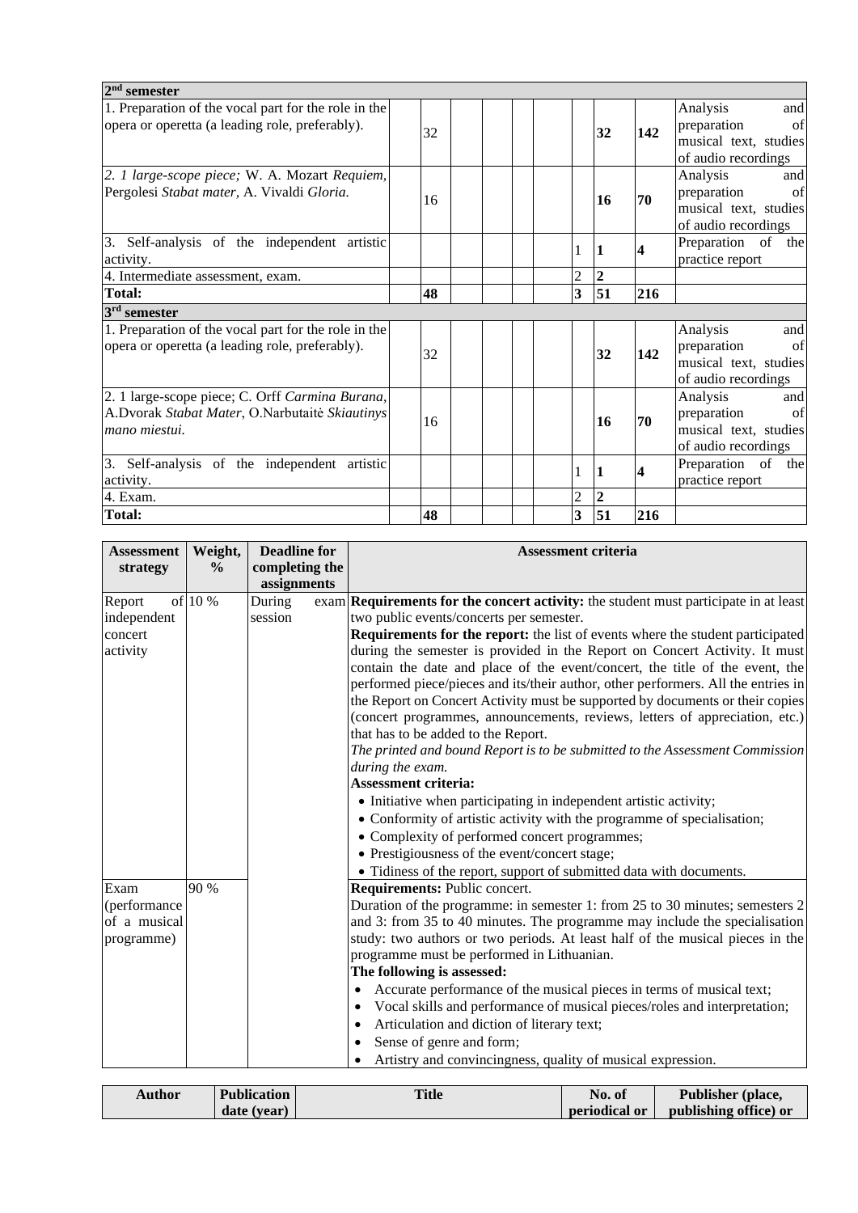| **2nd semester** | | | | | | | | | | |
|---|---|---|---|---|---|---|---|---|---|---|
| 1. Preparation of the vocal part for the role in the opera or operetta (a leading role, preferably). | | 32 | | | | | | **32** | **142** | Analysis and preparation of musical text, studies of audio recordings |
| *2. 1 large-scope piece;* W. A. Mozart *Requiem*, Pergolesi *Stabat mater*, A. Vivaldi *Gloria.* | | 16 | | | | | | **16** | **70** | Analysis and preparation of musical text, studies of audio recordings |
| 3. Self-analysis of the independent artistic activity. | | | | | | | 1 | **1** | **4** | Preparation of the practice report |
| 4. Intermediate assessment, exam. | | | | | | | 2 | **2** | | |
| **Total:** | | **48** | | | | | **3** | **51** | **216** | |
| **3rd semester** | | | | | | | | | | |
| 1. Preparation of the vocal part for the role in the opera or operetta (a leading role, preferably). | | 32 | | | | | | **32** | **142** | Analysis and preparation of musical text, studies of audio recordings |
| 2. 1 large-scope piece; C. Orff *Carmina Burana*, A.Dvorak *Stabat Mater*, O.Narbutaitė *Skiautinys mano miestui.* | | 16 | | | | | | **16** | **70** | Analysis and preparation of musical text, studies of audio recordings |
| 3. Self-analysis of the independent artistic activity. | | | | | | | 1 | **1** | **4** | Preparation of the practice report |
| 4. Exam. | | | | | | | 2 | **2** | | |
| **Total:** | | **48** | | | | | **3** | **51** | **216** | |

| Assessment strategy | Weight, % | Deadline for completing the assignments | Assessment criteria |
|---|---|---|---|
| Report of independent concert activity | 10 % | During exam session | **Requirements for the concert activity:** the student must participate in at least two public events/concerts per semester.<br>**Requirements for the report:** the list of events where the student participated during the semester is provided in the Report on Concert Activity. It must contain the date and place of the event/concert, the title of the event, the performed piece/pieces and its/their author, other performers. All the entries in the Report on Concert Activity must be supported by documents or their copies (concert programmes, announcements, reviews, letters of appreciation, etc.) that has to be added to the Report.<br>*The printed and bound Report is to be submitted to the Assessment Commission during the exam.*<br>**Assessment criteria:**<br>• Initiative when participating in independent artistic activity;<br>• Conformity of artistic activity with the programme of specialisation;<br>• Complexity of performed concert programmes;<br>• Prestigiousness of the event/concert stage;<br>• Tidiness of the report, support of submitted data with documents. |
| Exam (performance of a musical programme) | 90 % | | **Requirements:** Public concert.<br>Duration of the programme: in semester 1: from 25 to 30 minutes; semesters 2 and 3: from 35 to 40 minutes. The programme may include the specialisation study: two authors or two periods. At least half of the musical pieces in the programme must be performed in Lithuanian.<br>**The following is assessed:**<br>• Accurate performance of the musical pieces in terms of musical text;<br>• Vocal skills and performance of musical pieces/roles and interpretation;<br>• Articulation and diction of literary text;<br>• Sense of genre and form;<br>• Artistry and convincingness, quality of musical expression. |

| Author | Publication date (year) | Title | No. of periodical or | Publisher (place, publishing office) or |
|---|---|---|---|---|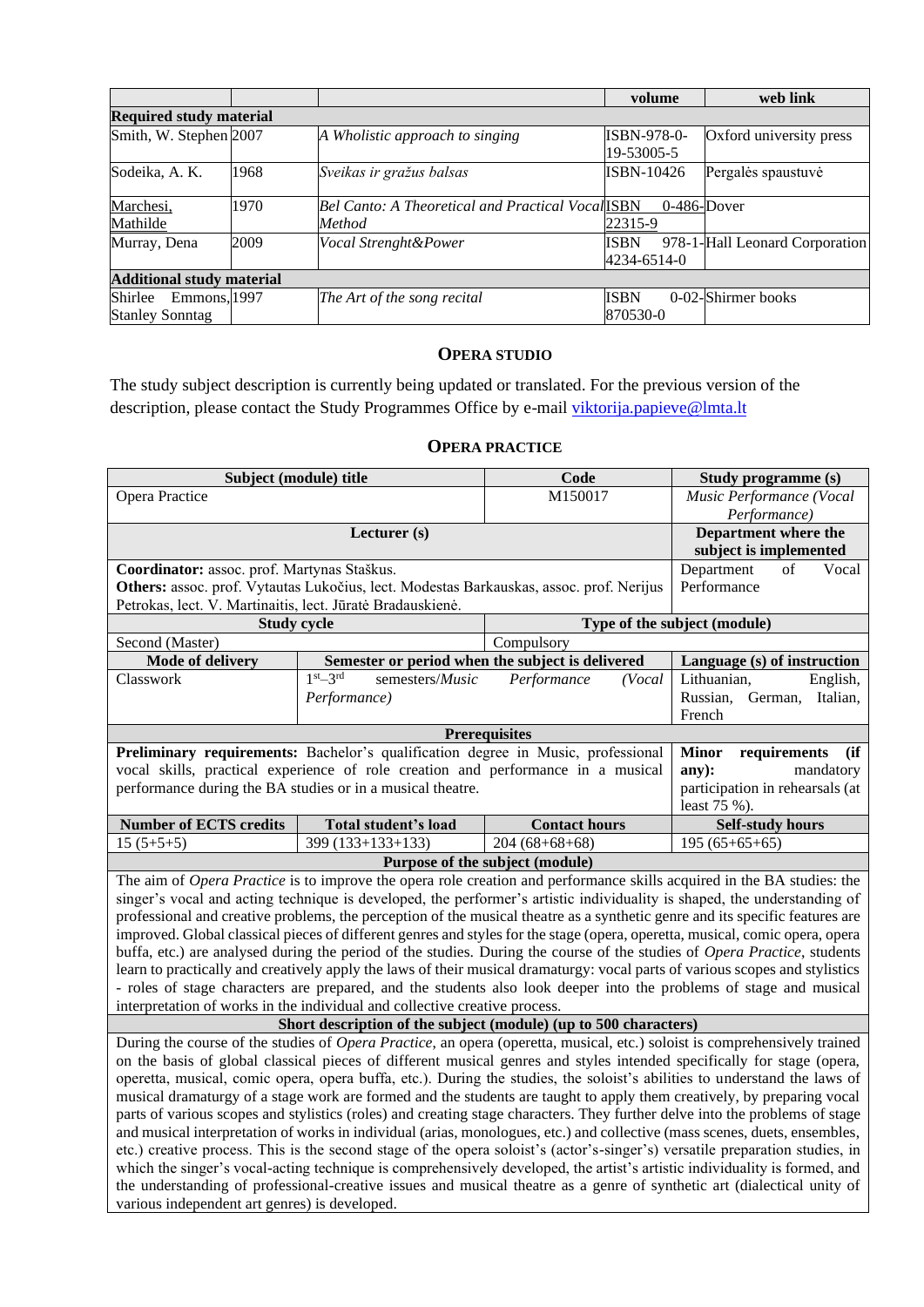| | | | volume | web link |
|---|---|---|---|---|
| **Required study material** | | | | |
| Smith, W. Stephen | 2007 | *A Wholistic approach to singing* | ISBN-978-0-19-53005-5 | Oxford university press |
| Sodeika, A. K. | 1968 | *Sveikas ir gražus balsas* | ISBN-10426 | Pergalės spaustuvė |
| Marchesi, Mathilde | 1970 | *Bel Canto: A Theoretical and Practical Vocal Method* | ISBN 0-486-22315-9 | Dover |
| Murray, Dena | 2009 | *Vocal Strenght&Power* | ISBN 978-1-4234-6514-0 | Hall Leonard Corporation |
| **Additional study material** | | | | |
| Shirlee Emmons, Stanley Sonntag | 1997 | *The Art of the song recital* | ISBN 0-02-870530-0 | Shirmer books |

## OPERA STUDIO

The study subject description is currently being updated or translated. For the previous version of the description, please contact the Study Programmes Office by e-mail viktorija.papieve@lmta.lt

## OPERA PRACTICE

| **Subject (module) title** | | **Code** | **Study programme (s)** |
|---|---|---|---|
| Opera Practice | | M150017 | *Music Performance (Vocal Performance)* |
| **Lecturer (s)** | | | **Department where the subject is implemented** |
| **Coordinator:** assoc. prof. Martynas Staškus. **Others:** assoc. prof. Vytautas Lukočius, lect. Modestas Barkauskas, assoc. prof. Nerijus Petrokas, lect. V. Martinaitis, lect. Jūratė Bradauskienė. | | | Department of Vocal Performance |
| **Study cycle** | | **Type of the subject (module)** | |
| Second (Master) | | Compulsory | |
| **Mode of delivery** | **Semester or period when the subject is delivered** | | **Language (s) of instruction** |
| Classwork | 1st–3rd semesters/*Music Performance (Vocal Performance)* | | Lithuanian, English, Russian, German, Italian, French |
| **Prerequisites** | | | |
| **Preliminary requirements:** Bachelor's qualification degree in Music, professional vocal skills, practical experience of role creation and performance in a musical performance during the BA studies or in a musical theatre. | | | **Minor requirements (if any):** mandatory participation in rehearsals (at least 75 %). |
| **Number of ECTS credits** | **Total student's load** | **Contact hours** | **Self-study hours** |
| 15 (5+5+5) | 399 (133+133+133) | 204 (68+68+68) | 195 (65+65+65) |
| **Purpose of the subject (module)** | | | |
| The aim of *Opera Practice* is to improve the opera role creation and performance skills acquired in the BA studies: the singer's vocal and acting technique is developed, the performer's artistic individuality is shaped, the understanding of professional and creative problems, the perception of the musical theatre as a synthetic genre and its specific features are improved. Global classical pieces of different genres and styles for the stage (opera, operetta, musical, comic opera, opera buffa, etc.) are analysed during the period of the studies. During the course of the studies of *Opera Practice*, students learn to practically and creatively apply the laws of their musical dramaturgy: vocal parts of various scopes and stylistics - roles of stage characters are prepared, and the students also look deeper into the problems of stage and musical interpretation of works in the individual and collective creative process. | | | |
| **Short description of the subject (module) (up to 500 characters)** | | | |
| During the course of the studies of *Opera Practice*, an opera (operetta, musical, etc.) soloist is comprehensively trained on the basis of global classical pieces of different musical genres and styles intended specifically for stage (opera, operetta, musical, comic opera, opera buffa, etc.). During the studies, the soloist's abilities to understand the laws of musical dramaturgy of a stage work are formed and the students are taught to apply them creatively, by preparing vocal parts of various scopes and stylistics (roles) and creating stage characters. They further delve into the problems of stage and musical interpretation of works in individual (arias, monologues, etc.) and collective (mass scenes, duets, ensembles, etc.) creative process. This is the second stage of the opera soloist's (actor's-singer's) versatile preparation studies, in which the singer's vocal-acting technique is comprehensively developed, the artist's artistic individuality is formed, and the understanding of professional-creative issues and musical theatre as a genre of synthetic art (dialectical unity of various independent art genres) is developed. | | | |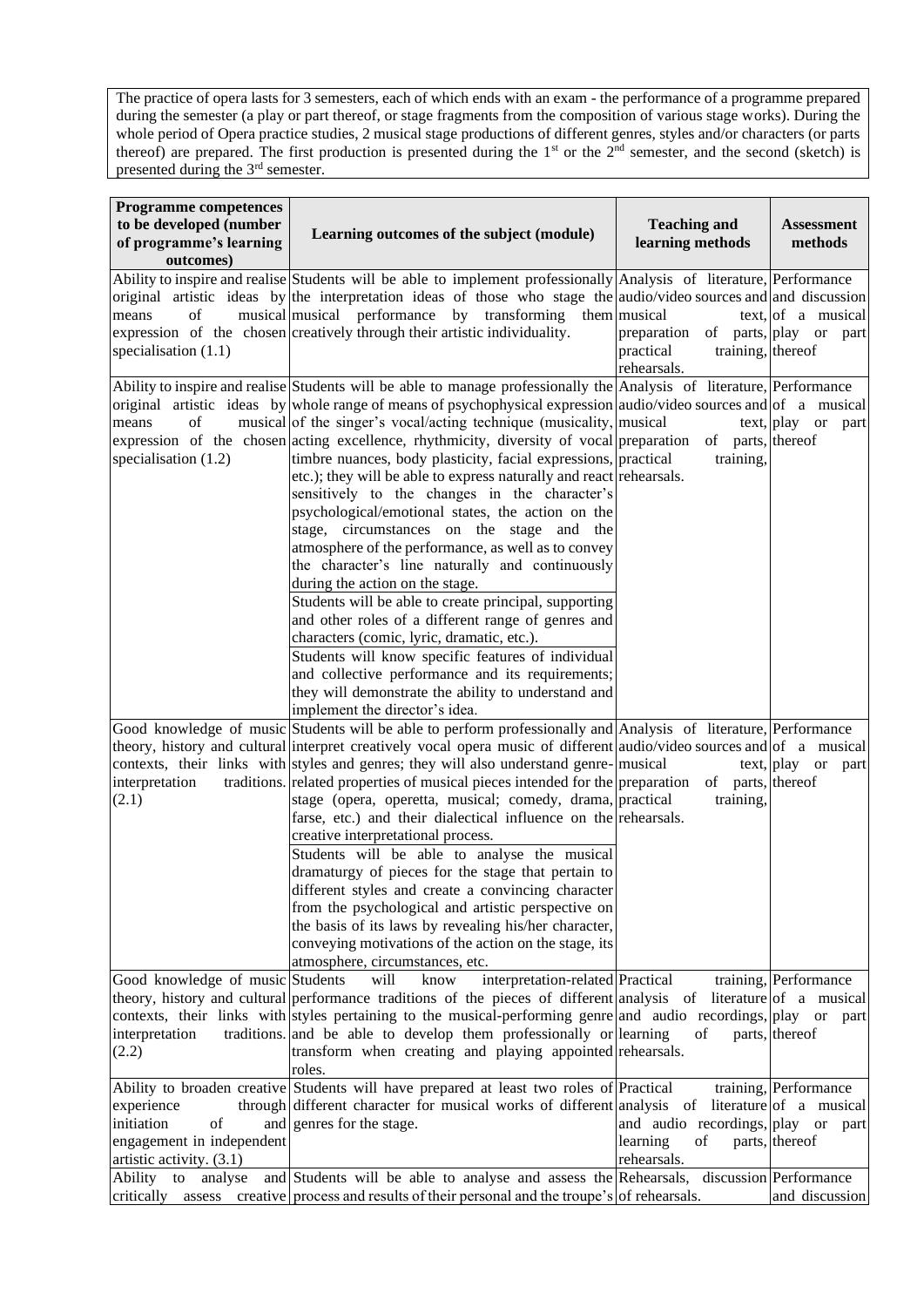The practice of opera lasts for 3 semesters, each of which ends with an exam - the performance of a programme prepared during the semester (a play or part thereof, or stage fragments from the composition of various stage works). During the whole period of Opera practice studies, 2 musical stage productions of different genres, styles and/or characters (or parts thereof) are prepared. The first production is presented during the 1st or the 2nd semester, and the second (sketch) is presented during the 3rd semester.

| Programme competences to be developed (number of programme's learning outcomes) | Learning outcomes of the subject (module) | Teaching and learning methods | Assessment methods |
|---|---|---|---|
| Ability to inspire and realise original artistic ideas by means of musical expression of the chosen specialisation (1.1) | Students will be able to implement professionally the interpretation ideas of those who stage the musical performance by transforming them creatively through their artistic individuality. | Analysis of literature, audio/video sources and musical text, preparation of parts, practical training, rehearsals. | Performance and discussion of a musical play or part thereof |
| Ability to inspire and realise original artistic ideas by means of musical expression of the chosen specialisation (1.2) | Students will be able to manage professionally the whole range of means of psychophysical expression of the singer's vocal/acting technique (musicality, acting excellence, rhythmicity, diversity of vocal timbre nuances, body plasticity, facial expressions, etc.); they will be able to express naturally and react sensitively to the changes in the character's psychological/emotional states, the action on the stage, circumstances on the stage and the atmosphere of the performance, as well as to convey the character's line naturally and continuously during the action on the stage.<br>Students will be able to create principal, supporting and other roles of a different range of genres and characters (comic, lyric, dramatic, etc.).<br>Students will know specific features of individual and collective performance and its requirements; they will demonstrate the ability to understand and implement the director's idea. | Analysis of literature, audio/video sources and musical text, preparation of parts, practical training, rehearsals. | Performance of a musical play or part thereof |
| Good knowledge of music theory, history and cultural contexts, their links with interpretation traditions. (2.1) | Students will be able to perform professionally and interpret creatively vocal opera music of different styles and genres; they will also understand genre-related properties of musical pieces intended for the stage (opera, operetta, musical; comedy, drama, farse, etc.) and their dialectical influence on the creative interpretational process.<br>Students will be able to analyse the musical dramaturgy of pieces for the stage that pertain to different styles and create a convincing character from the psychological and artistic perspective on the basis of its laws by revealing his/her character, conveying motivations of the action on the stage, its atmosphere, circumstances, etc. | Analysis of literature, audio/video sources and musical text, preparation of parts, practical training, rehearsals. | Performance of a musical play or part thereof |
| Good knowledge of music theory, history and cultural contexts, their links with interpretation traditions. (2.2) | Students will know interpretation-related performance traditions of the pieces of different styles pertaining to the musical-performing genre and be able to develop them professionally or transform when creating and playing appointed roles. | Practical training, analysis of literature and audio recordings, learning of parts, rehearsals. | Performance of a musical play or part thereof |
| Ability to broaden creative experience through initiation of and engagement in independent artistic activity. (3.1) | Students will have prepared at least two roles of different character for musical works of different genres for the stage. | Practical training, analysis of literature and audio recordings, learning of parts, rehearsals. | Performance of a musical play or part thereof |
| Ability to analyse and critically assess creative | Students will be able to analyse and assess the process and results of their personal and the troupe's | Rehearsals, discussion of rehearsals. | Performance and discussion |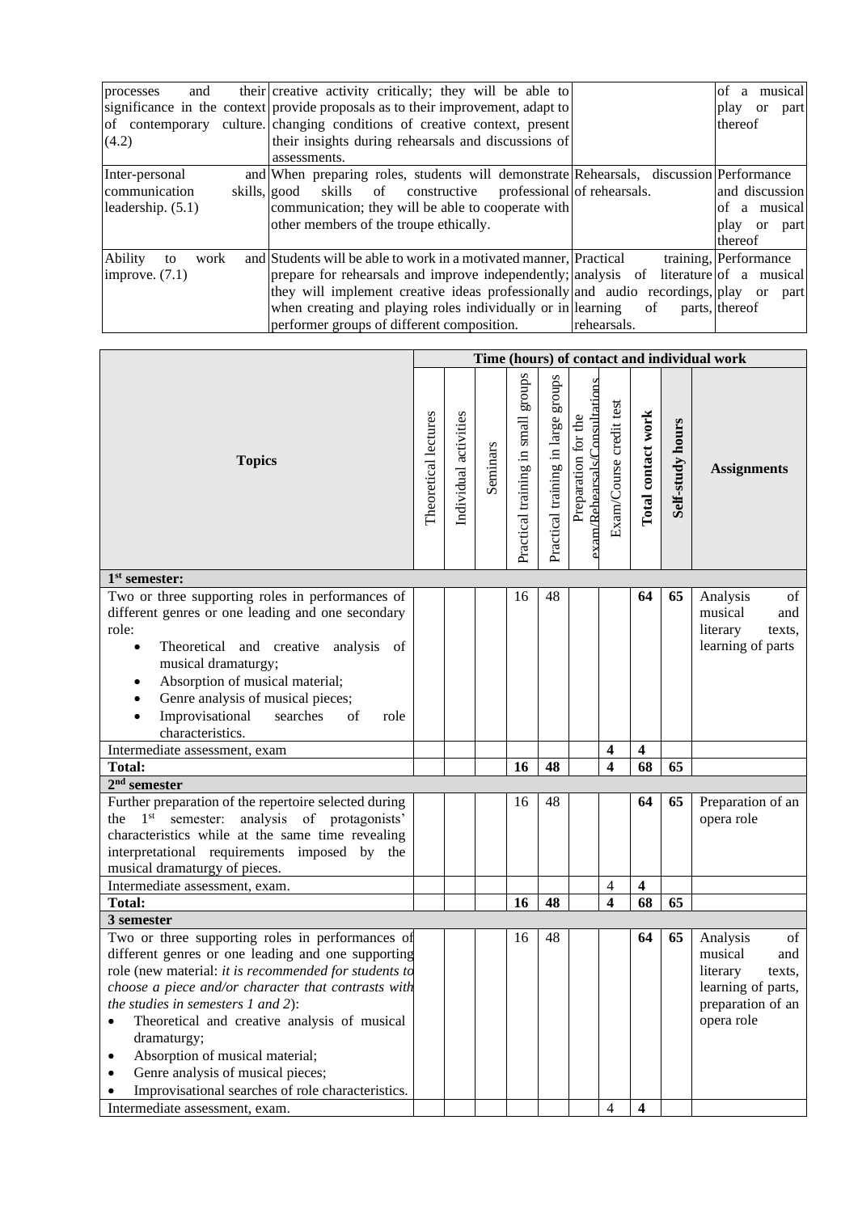| | | | |
|---|---|---|---|
| processes and their significance in the context of contemporary culture. (4.2) | creative activity critically; they will be able to provide proposals as to their improvement, adapt to changing conditions of creative context, present their insights during rehearsals and discussions of assessments. | | of a musical play or part thereof |
| Inter-personal and communication skills, leadership. (5.1) | When preparing roles, students will demonstrate good skills of constructive professional communication; they will be able to cooperate with other members of the troupe ethically. | Rehearsals, discussion of rehearsals. | Performance and discussion of a musical play or part thereof |
| Ability to work and improve. (7.1) | Students will be able to work in a motivated manner, prepare for rehearsals and improve independently; they will implement creative ideas professionally when creating and playing roles individually or in performer groups of different composition. | Practical training, analysis of literature and audio recordings, learning of parts, rehearsals. | Performance of a musical play or part thereof |

| Topics | Time (hours) of contact and individual work | | | | | | | | | Assignments |
|---|---|---|---|---|---|---|---|---|---|---|
| | Theoretical lectures | Individual activities | Seminars | Practical training in small groups | Practical training in large groups | Preparation for the exam/Rehearsals/Consultations | Exam/Course credit test | **Total contact work** | **Self-study hours** | **Assignments** |
| **1st semester:** | | | | | | | | | | |
| Two or three supporting roles in performances of different genres or one leading and one secondary role:<br>• Theoretical and creative analysis of musical dramaturgy;<br>• Absorption of musical material;<br>• Genre analysis of musical pieces;<br>• Improvisational searches of role characteristics. | | | | 16 | 48 | | | **64** | **65** | Analysis of musical and literary texts, learning of parts |
| Intermediate assessment, exam | | | | | | | **4** | **4** | | |
| **Total:** | | | | **16** | **48** | | **4** | **68** | **65** | |
| **2nd semester** | | | | | | | | | | |
| Further preparation of the repertoire selected during the 1st semester: analysis of protagonists' characteristics while at the same time revealing interpretational requirements imposed by the musical dramaturgy of pieces. | | | | 16 | 48 | | | **64** | **65** | Preparation of an opera role |
| Intermediate assessment, exam. | | | | | | | 4 | **4** | | |
| **Total:** | | | | **16** | **48** | | **4** | **68** | **65** | |
| **3 semester** | | | | | | | | | | |
| Two or three supporting roles in performances of different genres or one leading and one supporting role (new material: *it is recommended for students to choose a piece and/or character that contrasts with the studies in semesters 1 and 2*):<br>• Theoretical and creative analysis of musical dramaturgy;<br>• Absorption of musical material;<br>• Genre analysis of musical pieces;<br>• Improvisational searches of role characteristics. | | | | 16 | 48 | | | **64** | **65** | Analysis of musical and literary texts, learning of parts, preparation of an opera role |
| Intermediate assessment, exam. | | | | | | | 4 | **4** | | |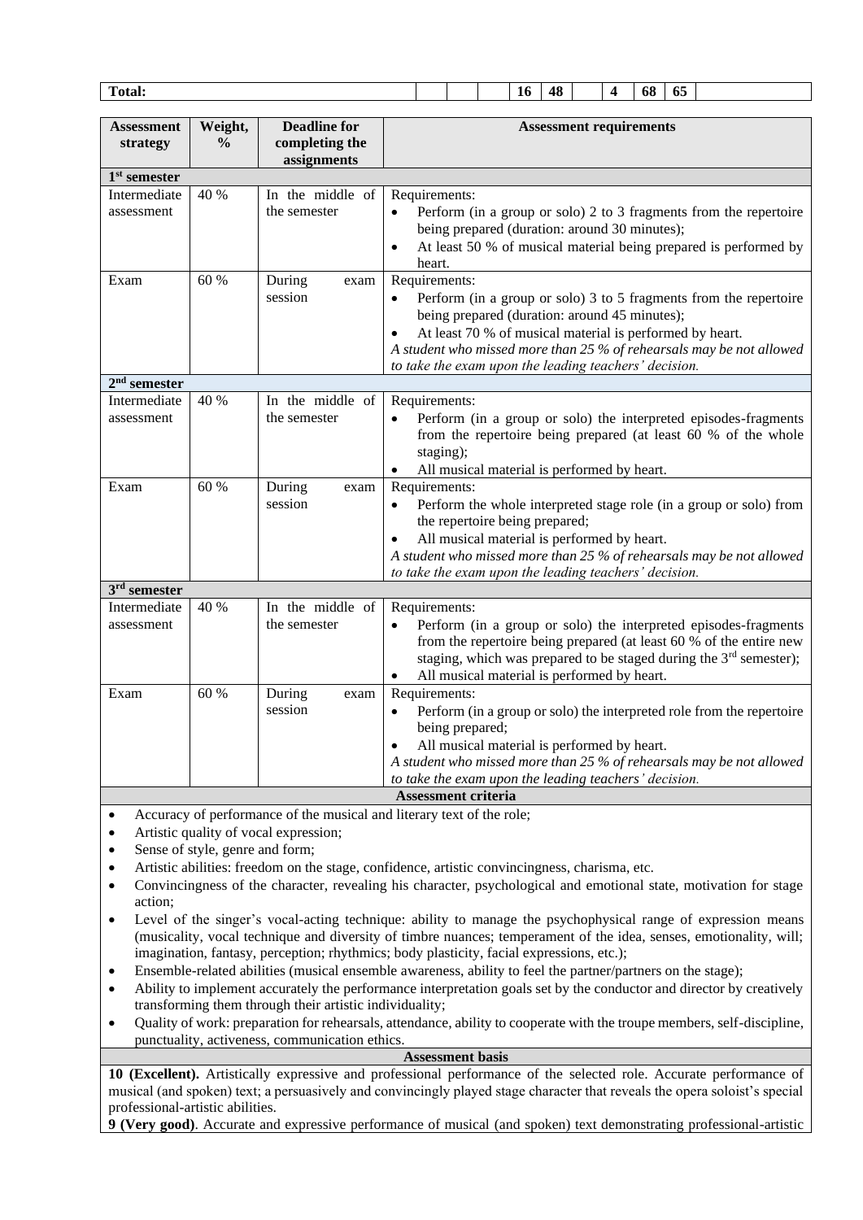| Total: | | | | 16 | 48 | | 4 | 68 | 65 | |
|---|---|---|---|---|---|---|---|---|---|---|

| Assessment strategy | Weight, % | Deadline for completing the assignments | Assessment requirements |
|---|---|---|---|
| **1st semester** | | | |
| Intermediate assessment | 40 % | In the middle of the semester | Requirements:<br>• Perform (in a group or solo) 2 to 3 fragments from the repertoire being prepared (duration: around 30 minutes);<br>• At least 50 % of musical material being prepared is performed by heart. |
| Exam | 60 % | During exam session | Requirements:<br>• Perform (in a group or solo) 3 to 5 fragments from the repertoire being prepared (duration: around 45 minutes);<br>• At least 70 % of musical material is performed by heart.<br>*A student who missed more than 25 % of rehearsals may be not allowed to take the exam upon the leading teachers' decision.* |
| **2nd semester** | | | |
| Intermediate assessment | 40 % | In the middle of the semester | Requirements:<br>• Perform (in a group or solo) the interpreted episodes-fragments from the repertoire being prepared (at least 60 % of the whole staging);<br>• All musical material is performed by heart. |
| Exam | 60 % | During exam session | Requirements:<br>• Perform the whole interpreted stage role (in a group or solo) from the repertoire being prepared;<br>• All musical material is performed by heart.<br>*A student who missed more than 25 % of rehearsals may be not allowed to take the exam upon the leading teachers' decision.* |
| **3rd semester** | | | |
| Intermediate assessment | 40 % | In the middle of the semester | Requirements:<br>• Perform (in a group or solo) the interpreted episodes-fragments from the repertoire being prepared (at least 60 % of the entire new staging, which was prepared to be staged during the 3rd semester);<br>• All musical material is performed by heart. |
| Exam | 60 % | During exam session | Requirements:<br>• Perform (in a group or solo) the interpreted role from the repertoire being prepared;<br>• All musical material is performed by heart.<br>*A student who missed more than 25 % of rehearsals may be not allowed to take the exam upon the leading teachers' decision.* |

**Assessment criteria**

- Accuracy of performance of the musical and literary text of the role;
- Artistic quality of vocal expression;
- Sense of style, genre and form;
- Artistic abilities: freedom on the stage, confidence, artistic convincingness, charisma, etc.
- Convincingness of the character, revealing his character, psychological and emotional state, motivation for stage action;
- Level of the singer's vocal-acting technique: ability to manage the psychophysical range of expression means (musicality, vocal technique and diversity of timbre nuances; temperament of the idea, senses, emotionality, will; imagination, fantasy, perception; rhythmics; body plasticity, facial expressions, etc.);
- Ensemble-related abilities (musical ensemble awareness, ability to feel the partner/partners on the stage);
- Ability to implement accurately the performance interpretation goals set by the conductor and director by creatively transforming them through their artistic individuality;
- Quality of work: preparation for rehearsals, attendance, ability to cooperate with the troupe members, self-discipline, punctuality, activeness, communication ethics.

**Assessment basis**

**10 (Excellent).** Artistically expressive and professional performance of the selected role. Accurate performance of musical (and spoken) text; a persuasively and convincingly played stage character that reveals the opera soloist's special professional-artistic abilities.

**9 (Very good)**. Accurate and expressive performance of musical (and spoken) text demonstrating professional-artistic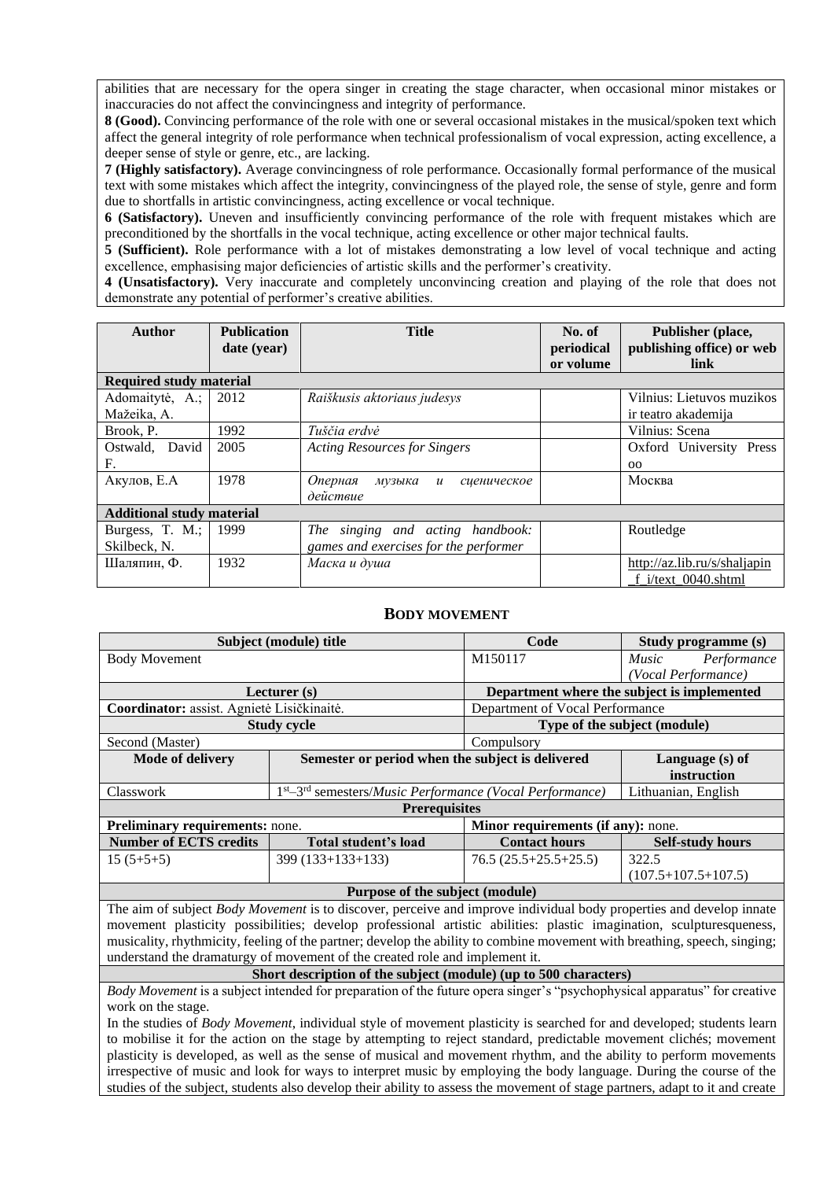abilities that are necessary for the opera singer in creating the stage character, when occasional minor mistakes or inaccuracies do not affect the convincingness and integrity of performance.

**8 (Good).** Convincing performance of the role with one or several occasional mistakes in the musical/spoken text which affect the general integrity of role performance when technical professionalism of vocal expression, acting excellence, a deeper sense of style or genre, etc., are lacking.

**7 (Highly satisfactory).** Average convincingness of role performance. Occasionally formal performance of the musical text with some mistakes which affect the integrity, convincingness of the played role, the sense of style, genre and form due to shortfalls in artistic convincingness, acting excellence or vocal technique.

**6 (Satisfactory).** Uneven and insufficiently convincing performance of the role with frequent mistakes which are preconditioned by the shortfalls in the vocal technique, acting excellence or other major technical faults.

**5 (Sufficient).** Role performance with a lot of mistakes demonstrating a low level of vocal technique and acting excellence, emphasising major deficiencies of artistic skills and the performer's creativity.

**4 (Unsatisfactory).** Very inaccurate and completely unconvincing creation and playing of the role that does not demonstrate any potential of performer's creative abilities.

| Author | Publication date (year) | Title | No. of periodical or volume | Publisher (place, publishing office) or web link |
|---|---|---|---|---|
| **Required study material** | | | | |
| Adomaitytė, A.; Mažeika, A. | 2012 | *Raiškusis aktoriaus judesys* | | Vilnius: Lietuvos muzikos ir teatro akademija |
| Brook, P. | 1992 | *Tuščia erdvė* | | Vilnius: Scena |
| Ostwald, David F. | 2005 | *Acting Resources for Singers* | | Oxford University Press oo |
| Акулов, Е.А | 1978 | *Оперная музыка и сценическое действие* | | Москва |
| **Additional study material** | | | | |
| Burgess, T. M.; Skilbeck, N. | 1999 | *The singing and acting handbook: games and exercises for the performer* | | Routledge |
| Шаляпин, Ф. | 1932 | *Маска и душа* | | http://az.lib.ru/s/shaljapin_f_i/text_0040.shtml |

## BODY MOVEMENT

| Subject (module) title | | Code | Study programme (s) |
|---|---|---|---|
| Body Movement | | M150117 | *Music Performance (Vocal Performance)* |
| **Lecturer (s)** | | **Department where the subject is implemented** | |
| **Coordinator:** assist. Agnietė Lisičkinaitė. | | Department of Vocal Performance | |
| **Study cycle** | | **Type of the subject (module)** | |
| Second (Master) | | Compulsory | |
| **Mode of delivery** | **Semester or period when the subject is delivered** | | **Language (s) of instruction** |
| Classwork | 1st–3rd semesters/*Music Performance (Vocal Performance)* | | Lithuanian, English |
| **Prerequisites** | | | |
| **Preliminary requirements:** none. | | **Minor requirements (if any):** none. | |
| **Number of ECTS credits** | **Total student's load** | **Contact hours** | **Self-study hours** |
| 15 (5+5+5) | 399 (133+133+133) | 76.5 (25.5+25.5+25.5) | 322.5 (107.5+107.5+107.5) |
| **Purpose of the subject (module)** | | | |
| The aim of subject *Body Movement* is to discover, perceive and improve individual body properties and develop innate movement plasticity possibilities; develop professional artistic abilities: plastic imagination, sculpturesqueness, musicality, rhythmicity, feeling of the partner; develop the ability to combine movement with breathing, speech, singing; understand the dramaturgy of movement of the created role and implement it. | | | |
| **Short description of the subject (module) (up to 500 characters)** | | | |
| *Body Movement* is a subject intended for preparation of the future opera singer's "psychophysical apparatus" for creative work on the stage. In the studies of *Body Movement*, individual style of movement plasticity is searched for and developed; students learn to mobilise it for the action on the stage by attempting to reject standard, predictable movement clichés; movement plasticity is developed, as well as the sense of musical and movement rhythm, and the ability to perform movements irrespective of music and look for ways to interpret music by employing the body language. During the course of the studies of the subject, students also develop their ability to assess the movement of stage partners, adapt to it and create | | | |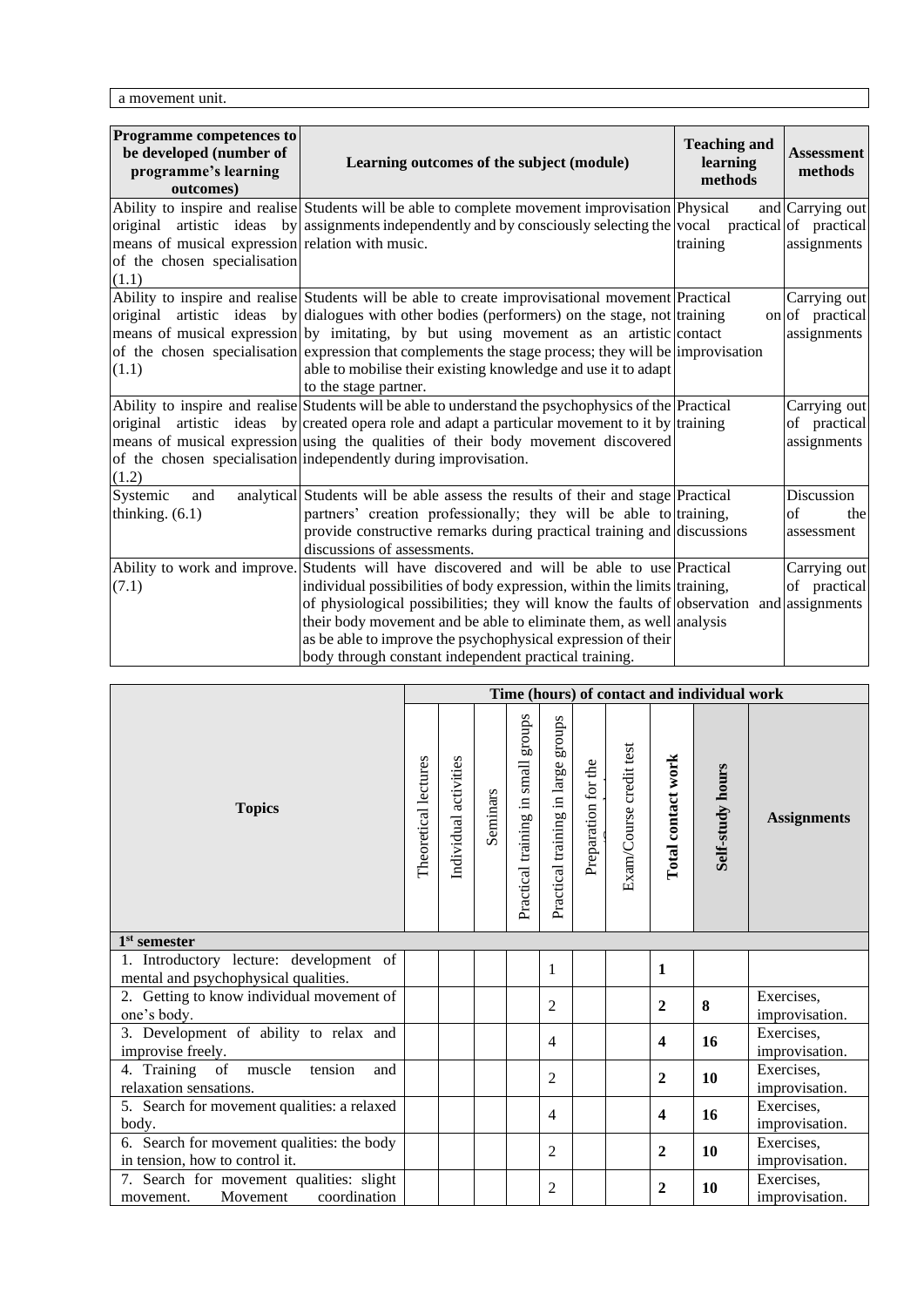| a movement unit. |
|---|

| Programme competences to be developed (number of programme's learning outcomes) | Learning outcomes of the subject (module) | Teaching and learning methods | Assessment methods |
|---|---|---|---|
| Ability to inspire and realise original artistic ideas by means of musical expression of the chosen specialisation (1.1) | Students will be able to complete movement improvisation assignments independently and by consciously selecting the relation with music. | Physical and vocal practical training | Carrying out of practical assignments |
| Ability to inspire and realise original artistic ideas by means of musical expression of the chosen specialisation (1.1) | Students will be able to create improvisational movement dialogues with other bodies (performers) on the stage, not by imitating, by but using movement as an artistic expression that complements the stage process; they will be able to mobilise their existing knowledge and use it to adapt to the stage partner. | Practical training on contact improvisation | Carrying out of practical assignments |
| Ability to inspire and realise original artistic ideas by means of musical expression of the chosen specialisation (1.2) | Students will be able to understand the psychophysics of the created opera role and adapt a particular movement to it by using the qualities of their body movement discovered independently during improvisation. | Practical training | Carrying out of practical assignments |
| Systemic and analytical thinking. (6.1) | Students will be able assess the results of their and stage partners' creation professionally; they will be able to provide constructive remarks during practical training and discussions of assessments. | Practical training, discussions | Discussion of the assessment |
| Ability to work and improve. (7.1) | Students will have discovered and will be able to use individual possibilities of body expression, within the limits of physiological possibilities; they will know the faults of their body movement and be able to eliminate them, as well as be able to improve the psychophysical expression of their body through constant independent practical training. | Practical training, observation and analysis | Carrying out of practical assignments |

| Topics | Time (hours) of contact and individual work | | | | | | | | | |
|---|---|---|---|---|---|---|---|---|---|---|
| | Theoretical lectures | Individual activities | Seminars | Practical training in small groups | Practical training in large groups | Preparation for the ... | Exam/Course credit test | Total contact work | Self-study hours | Assignments |
| **1st semester** | | | | | | | | | | |
| 1. Introductory lecture: development of mental and psychophysical qualities. | | | | | 1 | | | **1** | | |
| 2. Getting to know individual movement of one's body. | | | | | 2 | | | **2** | **8** | Exercises, improvisation. |
| 3. Development of ability to relax and improvise freely. | | | | | 4 | | | **4** | **16** | Exercises, improvisation. |
| 4. Training of muscle tension and relaxation sensations. | | | | | 2 | | | **2** | **10** | Exercises, improvisation. |
| 5. Search for movement qualities: a relaxed body. | | | | | 4 | | | **4** | **16** | Exercises, improvisation. |
| 6. Search for movement qualities: the body in tension, how to control it. | | | | | 2 | | | **2** | **10** | Exercises, improvisation. |
| 7. Search for movement qualities: slight movement. Movement coordination | | | | | 2 | | | **2** | **10** | Exercises, improvisation. |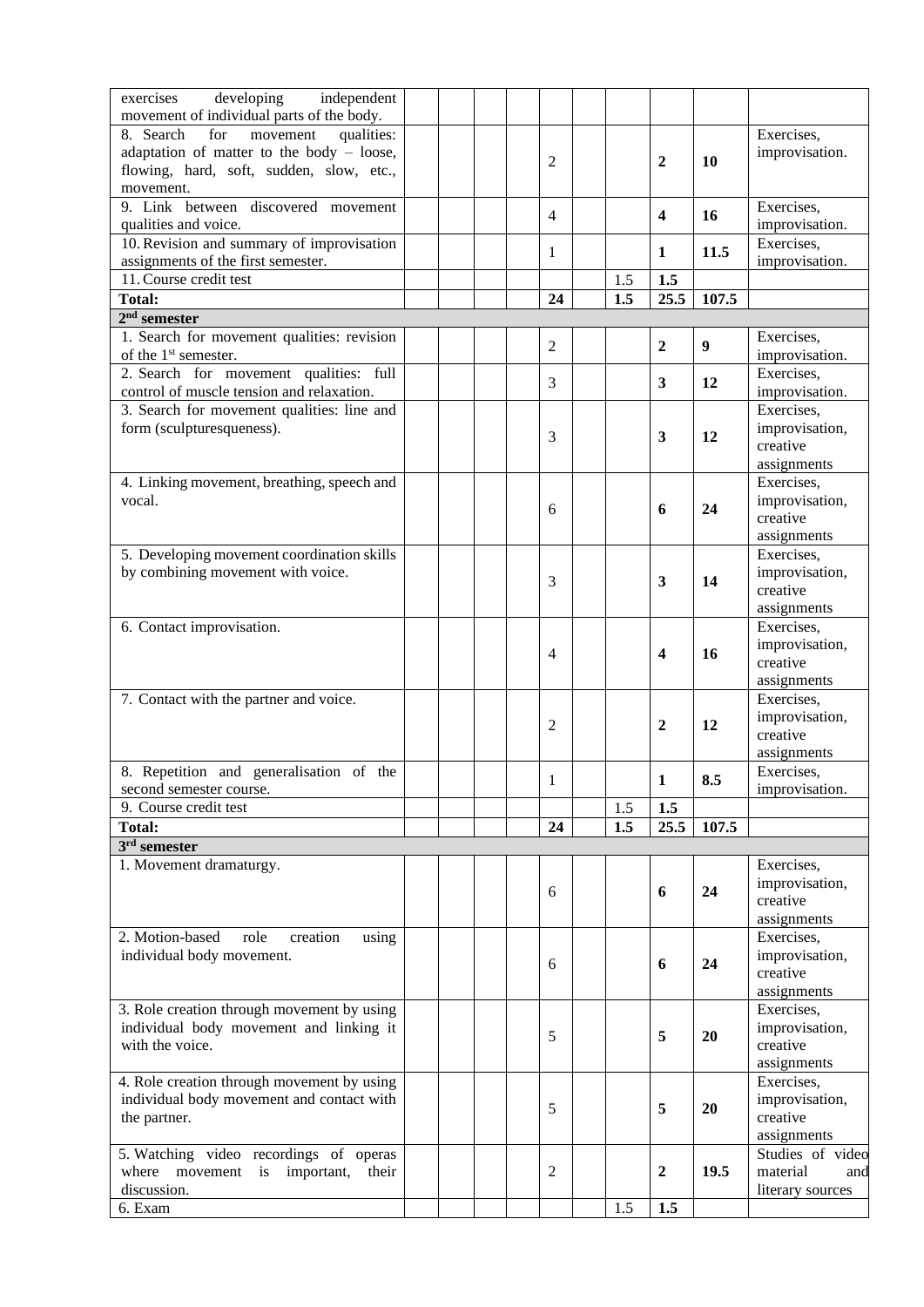| | | | | | | | | | | |
|---|---|---|---|---|---|---|---|---|---|---|
| exercises developing independent movement of individual parts of the body. | | | | | | | | | | |
| 8. Search for movement qualities: adaptation of matter to the body – loose, flowing, hard, soft, sudden, slow, etc., movement. | | | | | 2 | | | **2** | **10** | Exercises, improvisation. |
| 9. Link between discovered movement qualities and voice. | | | | | 4 | | | **4** | **16** | Exercises, improvisation. |
| 10. Revision and summary of improvisation assignments of the first semester. | | | | | 1 | | | **1** | **11.5** | Exercises, improvisation. |
| 11. Course credit test | | | | | | | 1.5 | **1.5** | | |
| **Total:** | | | | | **24** | | **1.5** | **25.5** | **107.5** | |
| **2nd semester** | | | | | | | | | | |
| 1. Search for movement qualities: revision of the 1st semester. | | | | | 2 | | | **2** | **9** | Exercises, improvisation. |
| 2. Search for movement qualities: full control of muscle tension and relaxation. | | | | | 3 | | | **3** | **12** | Exercises, improvisation. |
| 3. Search for movement qualities: line and form (sculpturesqueness). | | | | | 3 | | | **3** | **12** | Exercises, improvisation, creative assignments |
| 4. Linking movement, breathing, speech and vocal. | | | | | 6 | | | **6** | **24** | Exercises, improvisation, creative assignments |
| 5. Developing movement coordination skills by combining movement with voice. | | | | | 3 | | | **3** | **14** | Exercises, improvisation, creative assignments |
| 6. Contact improvisation. | | | | | 4 | | | **4** | **16** | Exercises, improvisation, creative assignments |
| 7. Contact with the partner and voice. | | | | | 2 | | | **2** | **12** | Exercises, improvisation, creative assignments |
| 8. Repetition and generalisation of the second semester course. | | | | | 1 | | | **1** | **8.5** | Exercises, improvisation. |
| 9. Course credit test | | | | | | | 1.5 | **1.5** | | |
| **Total:** | | | | | **24** | | **1.5** | **25.5** | **107.5** | |
| **3rd semester** | | | | | | | | | | |
| 1. Movement dramaturgy. | | | | | 6 | | | **6** | **24** | Exercises, improvisation, creative assignments |
| 2. Motion-based role creation using individual body movement. | | | | | 6 | | | **6** | **24** | Exercises, improvisation, creative assignments |
| 3. Role creation through movement by using individual body movement and linking it with the voice. | | | | | 5 | | | **5** | **20** | Exercises, improvisation, creative assignments |
| 4. Role creation through movement by using individual body movement and contact with the partner. | | | | | 5 | | | **5** | **20** | Exercises, improvisation, creative assignments |
| 5. Watching video recordings of operas where movement is important, their discussion. | | | | | 2 | | | **2** | **19.5** | Studies of video material and literary sources |
| 6. Exam | | | | | | | 1.5 | **1.5** | | |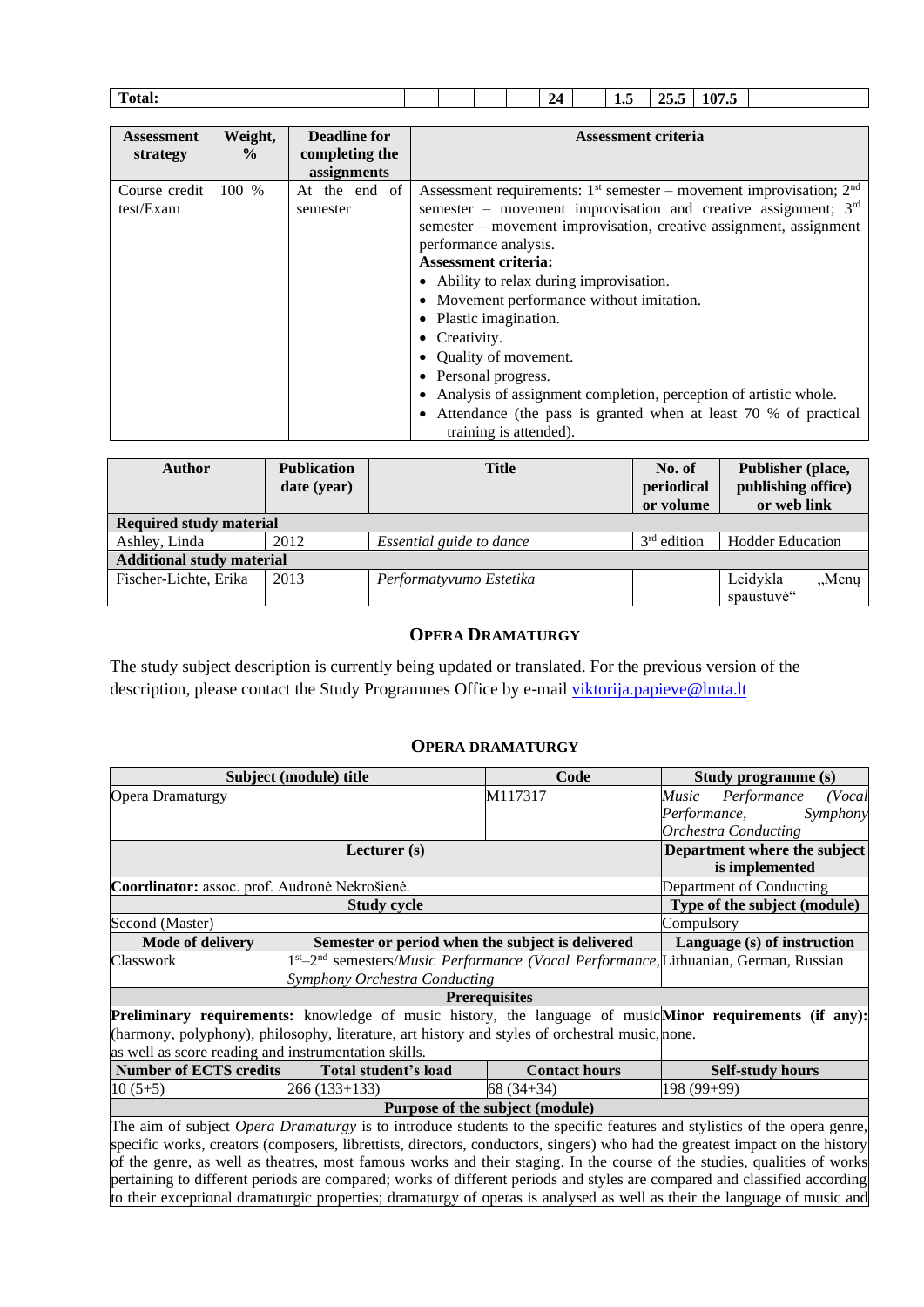| Total: | | | | | 24 | | 1.5 | 25.5 | 107.5 | |
|---|---|---|---|---|---|---|---|---|---|---|

| Assessment strategy | Weight, % | Deadline for completing the assignments | Assessment criteria |
|---|---|---|---|
| Course credit test/Exam | 100 % | At the end of semester | Assessment requirements: 1st semester – movement improvisation; 2nd semester – movement improvisation and creative assignment; 3rd semester – movement improvisation, creative assignment, assignment performance analysis.<br>**Assessment criteria:**<br>• Ability to relax during improvisation.<br>• Movement performance without imitation.<br>• Plastic imagination.<br>• Creativity.<br>• Quality of movement.<br>• Personal progress.<br>• Analysis of assignment completion, perception of artistic whole.<br>• Attendance (the pass is granted when at least 70 % of practical training is attended). |

| Author | Publication date (year) | Title | No. of periodical or volume | Publisher (place, publishing office) or web link |
|---|---|---|---|---|
| **Required study material** | | | | |
| Ashley, Linda | 2012 | *Essential guide to dance* | 3rd edition | Hodder Education |
| **Additional study material** | | | | |
| Fischer-Lichte, Erika | 2013 | *Performatyvumo Estetika* | | Leidykla „Menų spaustuvė“ |

## OPERA DRAMATURGY

The study subject description is currently being updated or translated. For the previous version of the description, please contact the Study Programmes Office by e-mail viktorija.papieve@lmta.lt

## OPERA DRAMATURGY

| Subject (module) title | | Code | Study programme (s) |
|---|---|---|---|
| Opera Dramaturgy | | M117317 | *Music Performance (Vocal Performance, Symphony Orchestra Conducting* |
| Lecturer (s) | | | Department where the subject is implemented |
| **Coordinator:** assoc. prof. Audronė Nekrošienė. | | | Department of Conducting |
| Study cycle | | | Type of the subject (module) |
| Second (Master) | | | Compulsory |
| **Mode of delivery** | **Semester or period when the subject is delivered** | | **Language (s) of instruction** |
| Classwork | 1st–2nd semesters/*Music Performance (Vocal Performance, Symphony Orchestra Conducting* | | Lithuanian, German, Russian |
| **Prerequisites** | | | |
| **Preliminary requirements:** knowledge of music history, the language of music (harmony, polyphony), philosophy, literature, art history and styles of orchestral music, as well as score reading and instrumentation skills. | | | **Minor requirements (if any):** none. |
| **Number of ECTS credits** | **Total student's load** | **Contact hours** | **Self-study hours** |
| 10 (5+5) | 266 (133+133) | 68 (34+34) | 198 (99+99) |
| **Purpose of the subject (module)** | | | |
| The aim of subject *Opera Dramaturgy* is to introduce students to the specific features and stylistics of the opera genre, specific works, creators (composers, librettists, directors, conductors, singers) who had the greatest impact on the history of the genre, as well as theatres, most famous works and their staging. In the course of the studies, qualities of works pertaining to different periods are compared; works of different periods and styles are compared and classified according to their exceptional dramaturgic properties; dramaturgy of operas is analysed as well as their the language of music and | | | |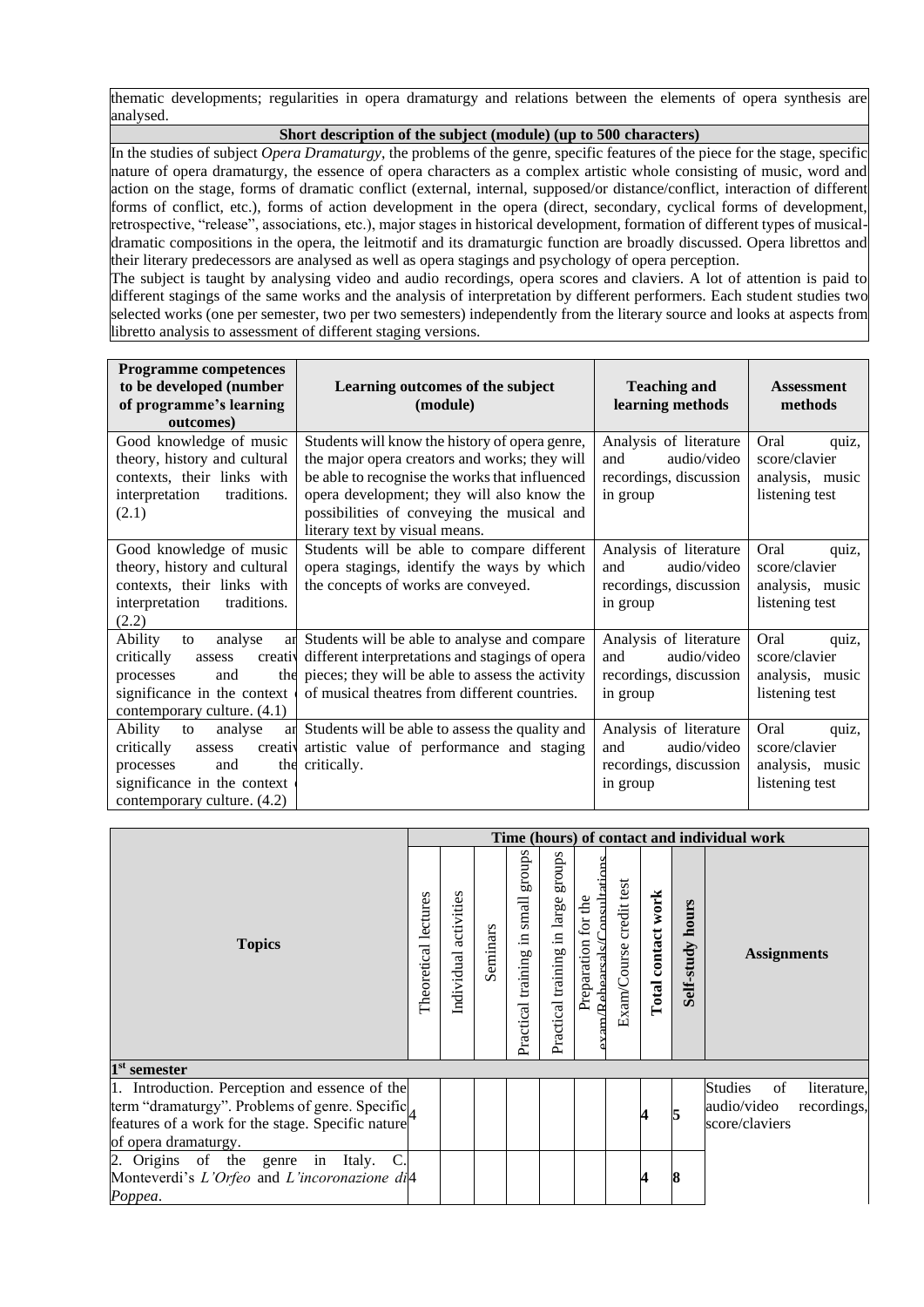thematic developments; regularities in opera dramaturgy and relations between the elements of opera synthesis are analysed.

| **Short description of the subject (module) (up to 500 characters)** |
|---|
| In the studies of subject *Opera Dramaturgy*, the problems of the genre, specific features of the piece for the stage, specific nature of opera dramaturgy, the essence of opera characters as a complex artistic whole consisting of music, word and action on the stage, forms of dramatic conflict (external, internal, supposed/or distance/conflict, interaction of different forms of conflict, etc.), forms of action development in the opera (direct, secondary, cyclical forms of development, retrospective, "release", associations, etc.), major stages in historical development, formation of different types of musical-dramatic compositions in the opera, the leitmotif and its dramaturgic function are broadly discussed. Opera librettos and their literary predecessors are analysed as well as opera stagings and psychology of opera perception. The subject is taught by analysing video and audio recordings, opera scores and claviers. A lot of attention is paid to different stagings of the same works and the analysis of interpretation by different performers. Each student studies two selected works (one per semester, two per two semesters) independently from the literary source and looks at aspects from libretto analysis to assessment of different staging versions. |

| **Programme competences to be developed (number of programme's learning outcomes)** | **Learning outcomes of the subject (module)** | **Teaching and learning methods** | **Assessment methods** |
|---|---|---|---|
| Good knowledge of music theory, history and cultural contexts, their links with interpretation traditions. (2.1) | Students will know the history of opera genre, the major opera creators and works; they will be able to recognise the works that influenced opera development; they will also know the possibilities of conveying the musical and literary text by visual means. | Analysis of literature and audio/video recordings, discussion in group | Oral quiz, score/clavier analysis, music listening test |
| Good knowledge of music theory, history and cultural contexts, their links with interpretation traditions. (2.2) | Students will be able to compare different opera stagings, identify the ways by which the concepts of works are conveyed. | Analysis of literature and audio/video recordings, discussion in group | Oral quiz, score/clavier analysis, music listening test |
| Ability to analyse and critically assess creative processes and their significance in the context of contemporary culture. (4.1) | Students will be able to analyse and compare different interpretations and stagings of opera pieces; they will be able to assess the activity of musical theatres from different countries. | Analysis of literature and audio/video recordings, discussion in group | Oral quiz, score/clavier analysis, music listening test |
| Ability to analyse and critically assess creative processes and their significance in the context of contemporary culture. (4.2) | Students will be able to assess the quality and artistic value of performance and staging critically. | Analysis of literature and audio/video recordings, discussion in group | Oral quiz, score/clavier analysis, music listening test |

| **Topics** | **Time (hours) of contact and individual work** | | | | | | | | | **Assignments** |
|---|---|---|---|---|---|---|---|---|---|---|
| | Theoretical lectures | Individual activities | Seminars | Practical training in small groups | Practical training in large groups | Preparation for the exam/Rehearsals/Consultations | Exam/Course credit test | **Total contact work** | **Self-study hours** | |
| **1st semester** | | | | | | | | | | |
| 1. Introduction. Perception and essence of the term "dramaturgy". Problems of genre. Specific features of a work for the stage. Specific nature of opera dramaturgy. | 4 | | | | | | | **4** | **5** | Studies of literature, audio/video recordings, score/claviers |
| 2. Origins of the genre in Italy. C. Monteverdi's *L'Orfeo* and *L'incoronazione di Poppea*. | 4 | | | | | | | **4** | **8** | |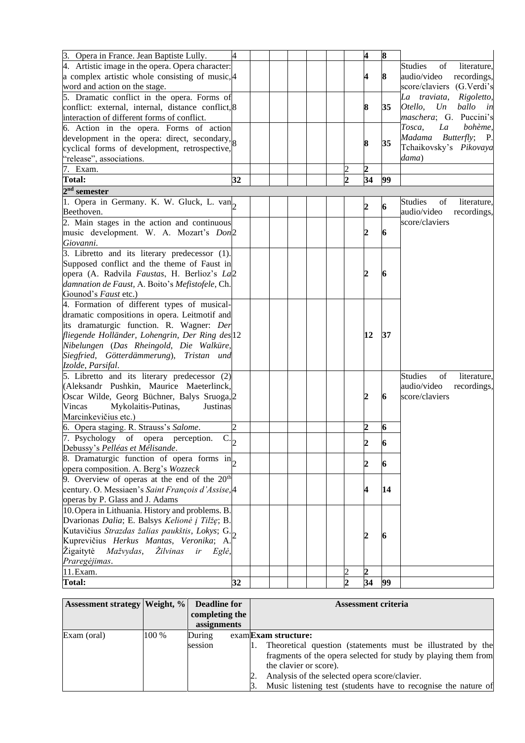| | | | | | | | | | | |
|---|---|---|---|---|---|---|---|---|---|---|
| 3. Opera in France. Jean Baptiste Lully. | 4 | | | | | | | **4** | **8** | |
| 4. Artistic image in the opera. Opera character: a complex artistic whole consisting of music, word and action on the stage. | 4 | | | | | | | **4** | **8** | Studies of literature, audio/video recordings, score/claviers (G.Verdi's *La traviata*, *Rigoletto*, *Otello*, *Un ballo in maschera*; G. Puccini's *Tosca*, *La bohème*, *Madama Butterfly*; P. Tchaikovsky's *Pikovaya dama*) |
| 5. Dramatic conflict in the opera. Forms of conflict: external, internal, distance conflict, interaction of different forms of conflict. | 8 | | | | | | | **8** | **35** | |
| 6. Action in the opera. Forms of action development in the opera: direct, secondary, cyclical forms of development, retrospective, "release", associations. | 8 | | | | | | | **8** | **35** | |
| 7. Exam. | | | | | | | 2 | **2** | | |
| **Total:** | **32** | | | | | | **2** | **34** | **99** | |
| **2nd semester** | | | | | | | | | | |
| 1. Opera in Germany. K. W. Gluck, L. van Beethoven. | 2 | | | | | | | **2** | **6** | Studies of literature, audio/video recordings, score/claviers |
| 2. Main stages in the action and continuous music development. W. A. Mozart's *Don Giovanni*. | 2 | | | | | | | **2** | **6** | |
| 3. Libretto and its literary predecessor (1). Supposed conflict and the theme of Faust in opera (A. Radvila *Faustas*, H. Berlioz's *La damnation de Faust,* A. Boito's *Mefistofele*, Ch. Gounod's *Faust* etc.) | 2 | | | | | | | **2** | **6** | |
| 4. Formation of different types of musical-dramatic compositions in opera. Leitmotif and its dramaturgic function. R. Wagner: *Der fliegende Holländer, Lohengrin, Der Ring des Nibelungen* (*Das Rheingold, Die Walküre, Siegfried, Götterdämmerung*), *Tristan und Izolde*, *Parsifal*. | 12 | | | | | | | **12** | **37** | |
| 5. Libretto and its literary predecessor (2) (Aleksandr Pushkin, Maurice Maeterlinck, Oscar Wilde, Georg Büchner, Balys Sruoga, Vincas Mykolaitis-Putinas, Justinas Marcinkevičius etc.) | 2 | | | | | | | **2** | **6** | Studies of literature, audio/video recordings, score/claviers |
| 6. Opera staging. R. Strauss's *Salome*. | 2 | | | | | | | **2** | **6** | |
| 7. Psychology of opera perception. C. Debussy's *Pelléas et Mélisande*. | 2 | | | | | | | **2** | **6** | |
| 8. Dramaturgic function of opera forms in opera composition. A. Berg's *Wozzeck* | 2 | | | | | | | **2** | **6** | |
| 9. Overview of operas at the end of the 20th century. O. Messiaen's *Saint François d'Assise*, operas by P. Glass and J. Adams | 4 | | | | | | | **4** | **14** | |
| 10. Opera in Lithuania. History and problems. B. Dvarionas *Dalia*; E. Balsys *Kelionė į Tilžę*; B. Kutavičius *Strazdas žalias paukštis*, *Lokys*; G. Kuprevičius *Herkus Mantas*, *Veronika*; A. Žigaitytė *Mažvydas*, *Žilvinas ir Eglė*, *Praregėjimas*. | 2 | | | | | | | **2** | **6** | |
| 11. Exam. | | | | | | | 2 | **2** | | |
| **Total:** | **32** | | | | | | **2** | **34** | **99** | |

| Assessment strategy | Weight, % | Deadline for completing the assignments | Assessment criteria |
|---|---|---|---|
| Exam (oral) | 100 % | During exam session | **Exam structure:**<br>1. Theoretical question (statements must be illustrated by the fragments of the opera selected for study by playing them from the clavier or score).<br>2. Analysis of the selected opera score/clavier.<br>3. Music listening test (students have to recognise the nature of |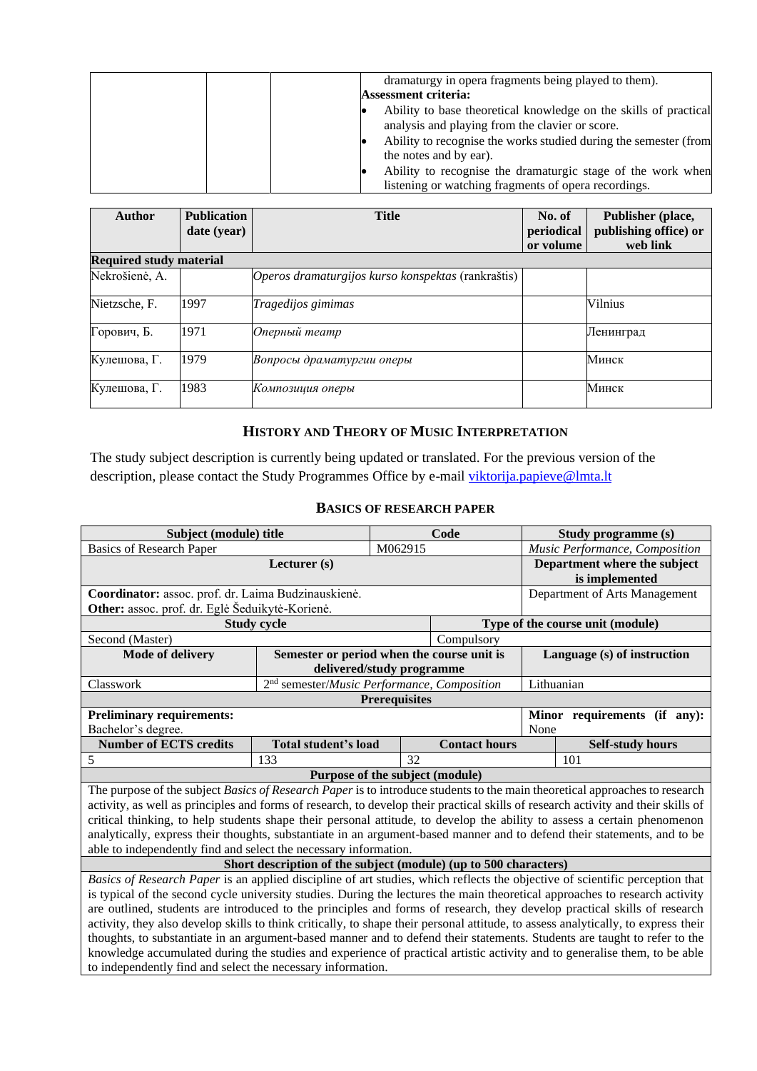| | | dramaturgy in opera fragments being played to them).<br>**Assessment criteria:**<br>• Ability to base theoretical knowledge on the skills of practical analysis and playing from the clavier or score.<br>• Ability to recognise the works studied during the semester (from the notes and by ear).<br>• Ability to recognise the dramaturgic stage of the work when listening or watching fragments of opera recordings. |
|---|---|---|

| Author | Publication date (year) | Title | No. of periodical or volume | Publisher (place, publishing office) or web link |
|---|---|---|---|---|
| **Required study material** | | | | |
| Nekrošienė, A. | | *Operos dramaturgijos kurso konspektas* (rankraštis) | | |
| Nietzsche, F. | 1997 | *Tragedijos gimimas* | | Vilnius |
| Горович, Б. | 1971 | *Оперный театр* | | Ленинград |
| Кулешова, Г. | 1979 | *Вопросы драматургии оперы* | | Минск |
| Кулешова, Г. | 1983 | *Композиция оперы* | | Минск |

## History and Theory of Music Interpretation

The study subject description is currently being updated or translated. For the previous version of the description, please contact the Study Programmes Office by e-mail viktorija.papieve@lmta.lt

## Basics of Research Paper

| **Subject (module) title** | | **Code** | | **Study programme (s)** | |
|---|---|---|---|---|---|
| Basics of Research Paper | | M062915 | | *Music Performance, Composition* | |
| **Lecturer (s)** | | | | **Department where the subject is implemented** | |
| **Coordinator:** assoc. prof. dr. Laima Budzinauskienė.<br>**Other:** assoc. prof. dr. Eglė Šeduikytė-Korienė. | | | | Department of Arts Management | |
| **Study cycle** | | | **Type of the course unit (module)** | | |
| Second (Master) | | | Compulsory | | |
| **Mode of delivery** | **Semester or period when the course unit is delivered/study programme** | | | **Language (s) of instruction** | |
| Classwork | 2nd semester/*Music Performance, Composition* | | | Lithuanian | |
| **Prerequisites** | | | | | |
| **Preliminary requirements:**<br>Bachelor's degree. | | | | **Minor requirements (if any):**<br>None | |
| **Number of ECTS credits** | **Total student's load** | | **Contact hours** | | **Self-study hours** |
| 5 | 133 | | 32 | | 101 |
| **Purpose of the subject (module)** | | | | | |
| The purpose of the subject *Basics of Research Paper* is to introduce students to the main theoretical approaches to research activity, as well as principles and forms of research, to develop their practical skills of research activity and their skills of critical thinking, to help students shape their personal attitude, to develop the ability to assess a certain phenomenon analytically, express their thoughts, substantiate in an argument-based manner and to defend their statements, and to be able to independently find and select the necessary information. | | | | | |
| **Short description of the subject (module) (up to 500 characters)** | | | | | |
| *Basics of Research Paper* is an applied discipline of art studies, which reflects the objective of scientific perception that is typical of the second cycle university studies. During the lectures the main theoretical approaches to research activity are outlined, students are introduced to the principles and forms of research, they develop practical skills of research activity, they also develop skills to think critically, to shape their personal attitude, to assess analytically, to express their thoughts, to substantiate in an argument-based manner and to defend their statements. Students are taught to refer to the knowledge accumulated during the studies and experience of practical artistic activity and to generalise them, to be able to independently find and select the necessary information. | | | | | |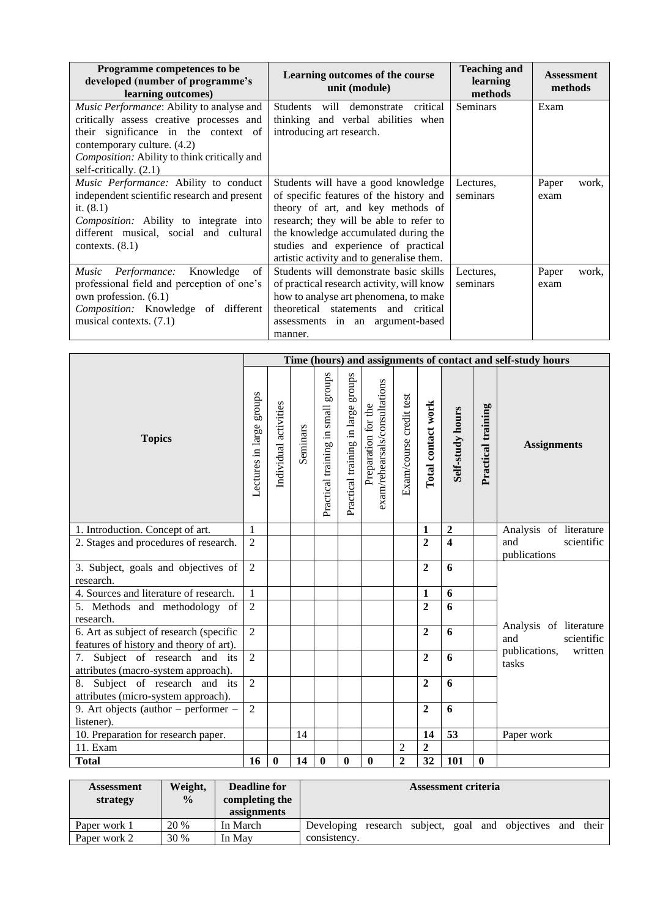| Programme competences to be developed (number of programme's learning outcomes) | Learning outcomes of the course unit (module) | Teaching and learning methods | Assessment methods |
|---|---|---|---|
| *Music Performance*: Ability to analyse and critically assess creative processes and their significance in the context of contemporary culture. (4.2)<br>*Composition:* Ability to think critically and self-critically. (2.1) | Students will demonstrate critical thinking and verbal abilities when introducing art research. | Seminars | Exam |
| *Music Performance:* Ability to conduct independent scientific research and present it. (8.1)<br>*Composition:* Ability to integrate into different musical, social and cultural contexts. (8.1) | Students will have a good knowledge of specific features of the history and theory of art, and key methods of research; they will be able to refer to the knowledge accumulated during the studies and experience of practical artistic activity and to generalise them. | Lectures, seminars | Paper work, exam |
| *Music Performance:* Knowledge of professional field and perception of one's own profession. (6.1)<br>*Composition:* Knowledge of different musical contexts. (7.1) | Students will demonstrate basic skills of practical research activity, will know how to analyse art phenomena, to make theoretical statements and critical assessments in an argument-based manner. | Lectures, seminars | Paper work, exam |

| Topics | Time (hours) and assignments of contact and self-study hours | | | | | | | | | | |
|---|---|---|---|---|---|---|---|---|---|---|---|
| | Lectures in large groups | Individual activities | Seminars | Practical training in small groups | Practical training in large groups | Preparation for the exam/rehearsals/consultations | Exam/course credit test | **Total contact work** | **Self-study hours** | **Practical training** | **Assignments** |
| 1. Introduction. Concept of art. | 1 | | | | | | | **1** | **2** | | Analysis of literature and scientific publications |
| 2. Stages and procedures of research. | 2 | | | | | | | **2** | **4** | | |
| 3. Subject, goals and objectives of research. | 2 | | | | | | | **2** | **6** | | Analysis of literature and scientific publications, written tasks |
| 4. Sources and literature of research. | 1 | | | | | | | **1** | **6** | | |
| 5. Methods and methodology of research. | 2 | | | | | | | **2** | **6** | | |
| 6. Art as subject of research (specific features of history and theory of art). | 2 | | | | | | | **2** | **6** | | |
| 7. Subject of research and its attributes (macro-system approach). | 2 | | | | | | | **2** | **6** | | |
| 8. Subject of research and its attributes (micro-system approach). | 2 | | | | | | | **2** | **6** | | |
| 9. Art objects (author – performer – listener). | 2 | | | | | | | **2** | **6** | | |
| 10. Preparation for research paper. | | | 14 | | | | | **14** | **53** | | Paper work |
| 11. Exam | | | | | | | 2 | **2** | | | |
| **Total** | **16** | **0** | **14** | **0** | **0** | **0** | **2** | **32** | **101** | **0** | |

| Assessment strategy | Weight, % | Deadline for completing the assignments | Assessment criteria |
|---|---|---|---|
| Paper work 1 | 20 % | In March | Developing research subject, goal and objectives and their consistency. |
| Paper work 2 | 30 % | In May | |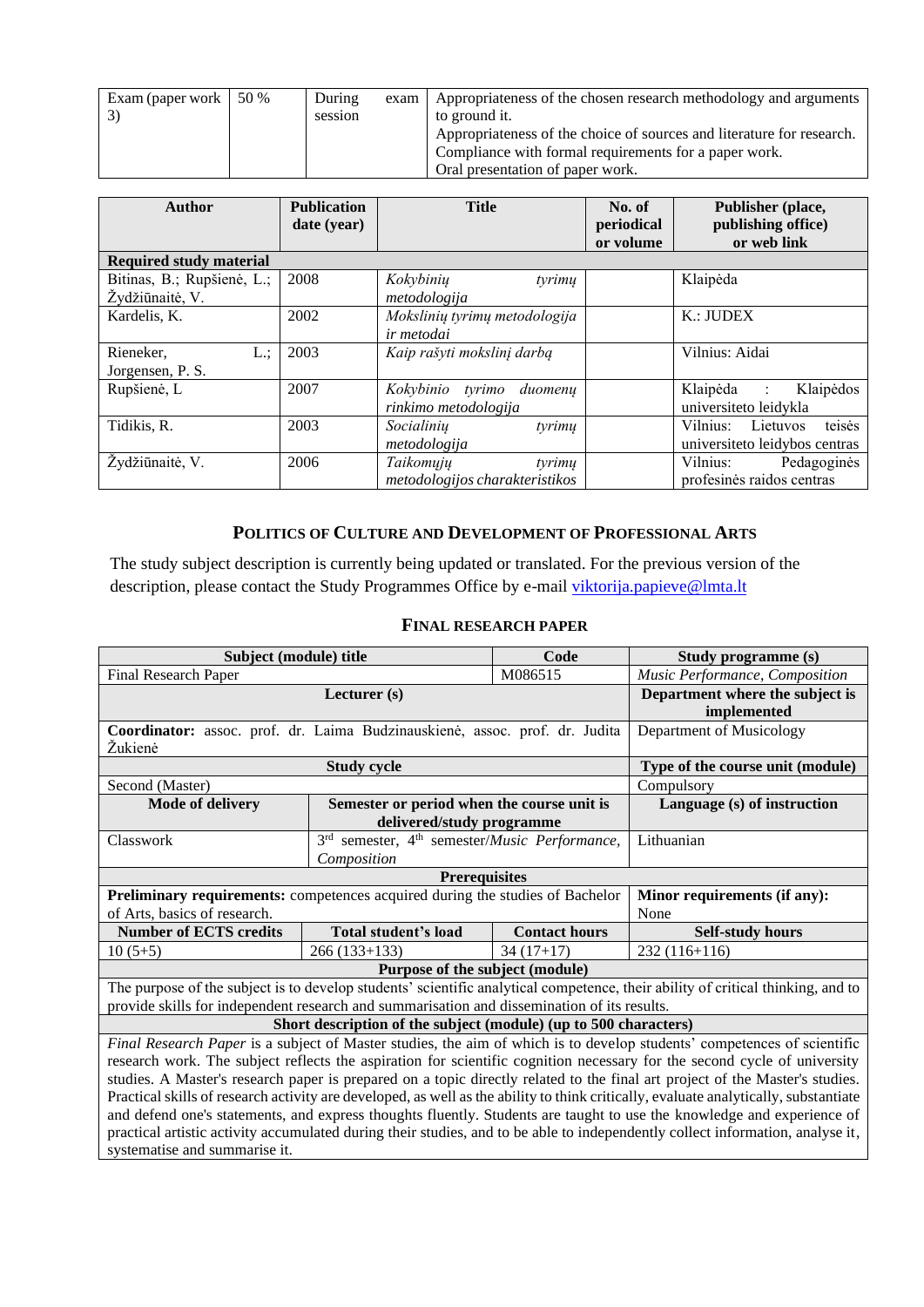| Exam (paper work 3) | 50 % | During exam session | Appropriateness of the chosen research methodology and arguments to ground it.<br>Appropriateness of the choice of sources and literature for research.<br>Compliance with formal requirements for a paper work.<br>Oral presentation of paper work. |
|---|---|---|---|

| Author | Publication date (year) | Title | No. of periodical or volume | Publisher (place, publishing office) or web link |
|---|---|---|---|---|
| **Required study material** | | | | |
| Bitinas, B.; Rupšienė, L.; Žydžiūnaitė, V. | 2008 | *Kokybinių tyrimų metodologija* | | Klaipėda |
| Kardelis, K. | 2002 | *Mokslinių tyrimų metodologija ir metodai* | | K.: JUDEX |
| Rieneker, L.; Jorgensen, P. S. | 2003 | *Kaip rašyti mokslinį darbą* | | Vilnius: Aidai |
| Rupšienė, L | 2007 | *Kokybinio tyrimo duomenų rinkimo metodologija* | | Klaipėda : Klaipėdos universiteto leidykla |
| Tidikis, R. | 2003 | *Socialinių tyrimų metodologija* | | Vilnius: Lietuvos teisės universiteto leidybos centras |
| Žydžiūnaitė, V. | 2006 | *Taikomųjų tyrimų metodologijos charakteristikos* | | Vilnius: Pedagoginės profesinės raidos centras |

## POLITICS OF CULTURE AND DEVELOPMENT OF PROFESSIONAL ARTS

The study subject description is currently being updated or translated. For the previous version of the description, please contact the Study Programmes Office by e-mail viktorija.papieve@lmta.lt

## FINAL RESEARCH PAPER

| Subject (module) title | | Code | Study programme (s) |
|---|---|---|---|
| Final Research Paper | | M086515 | *Music Performance, Composition* |
| **Lecturer (s)** | | | **Department where the subject is implemented** |
| **Coordinator:** assoc. prof. dr. Laima Budzinauskienė, assoc. prof. dr. Judita Žukienė | | | Department of Musicology |
| **Study cycle** | | | **Type of the course unit (module)** |
| Second (Master) | | | Compulsory |
| **Mode of delivery** | **Semester or period when the course unit is delivered/study programme** | | **Language (s) of instruction** |
| Classwork | 3rd semester, 4th semester/*Music Performance, Composition* | | Lithuanian |
| **Prerequisites** | | | |
| **Preliminary requirements:** competences acquired during the studies of Bachelor of Arts, basics of research. | | | **Minor requirements (if any):** None |
| **Number of ECTS credits** | **Total student's load** | **Contact hours** | **Self-study hours** |
| 10 (5+5) | 266 (133+133) | 34 (17+17) | 232 (116+116) |
| **Purpose of the subject (module)** | | | |
| The purpose of the subject is to develop students' scientific analytical competence, their ability of critical thinking, and to provide skills for independent research and summarisation and dissemination of its results. | | | |
| **Short description of the subject (module) (up to 500 characters)** | | | |
| *Final Research Paper* is a subject of Master studies, the aim of which is to develop students' competences of scientific research work. The subject reflects the aspiration for scientific cognition necessary for the second cycle of university studies. A Master's research paper is prepared on a topic directly related to the final art project of the Master's studies. Practical skills of research activity are developed, as well as the ability to think critically, evaluate analytically, substantiate and defend one's statements, and express thoughts fluently. Students are taught to use the knowledge and experience of practical artistic activity accumulated during their studies, and to be able to independently collect information, analyse it, systematise and summarise it. | | | |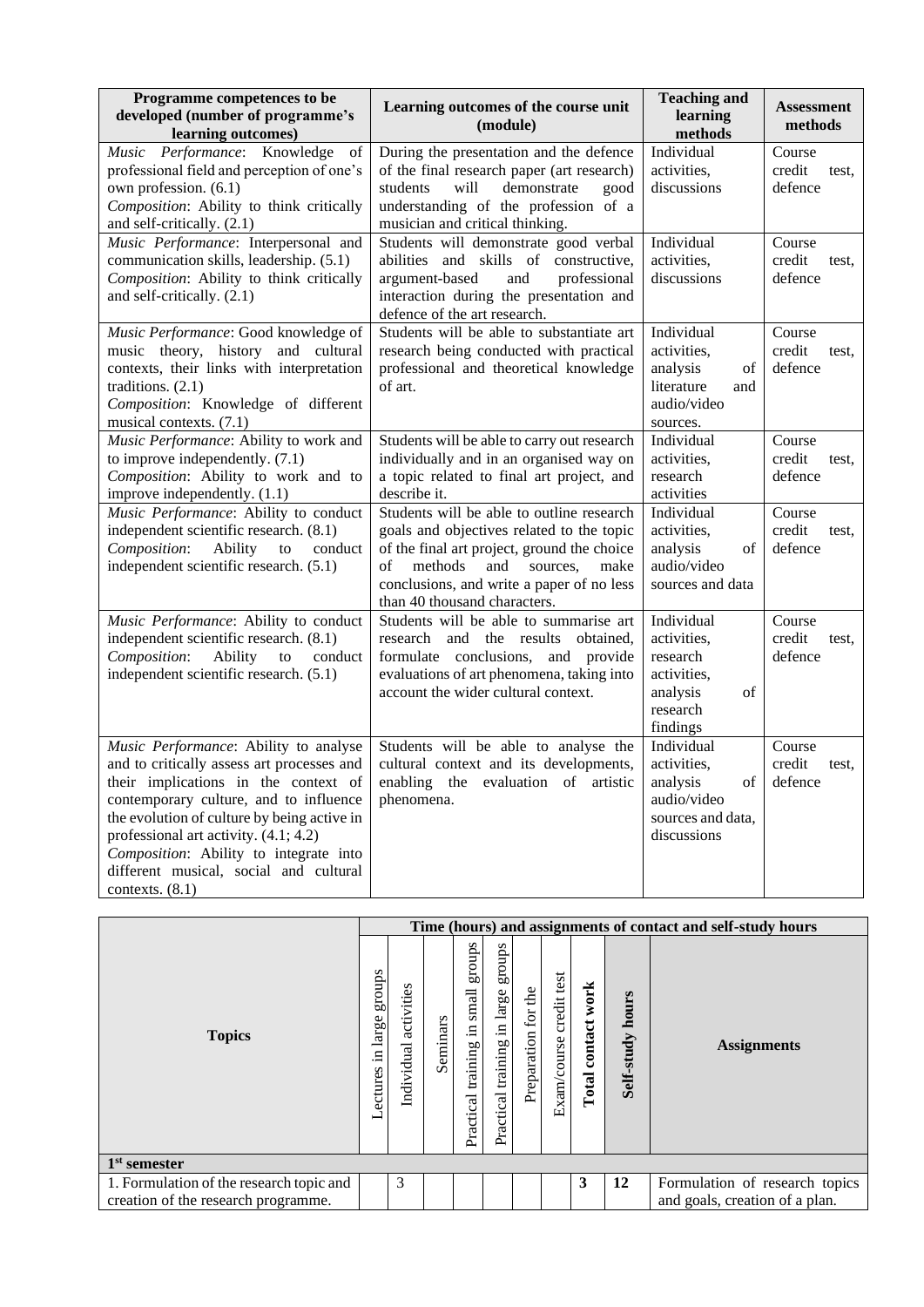| Programme competences to be developed (number of programme's learning outcomes) | Learning outcomes of the course unit (module) | Teaching and learning methods | Assessment methods |
|---|---|---|---|
| *Music Performance*: Knowledge of professional field and perception of one's own profession. (6.1)<br>*Composition*: Ability to think critically and self-critically. (2.1) | During the presentation and the defence of the final research paper (art research) students will demonstrate good understanding of the profession of a musician and critical thinking. | Individual activities, discussions | Course credit test, defence |
| *Music Performance*: Interpersonal and communication skills, leadership. (5.1)<br>*Composition*: Ability to think critically and self-critically. (2.1) | Students will demonstrate good verbal abilities and skills of constructive, argument-based and professional interaction during the presentation and defence of the art research. | Individual activities, discussions | Course credit test, defence |
| *Music Performance*: Good knowledge of music theory, history and cultural contexts, their links with interpretation traditions. (2.1)<br>*Composition*: Knowledge of different musical contexts. (7.1) | Students will be able to substantiate art research being conducted with practical professional and theoretical knowledge of art. | Individual activities, analysis of literature and audio/video sources. | Course credit test, defence |
| *Music Performance*: Ability to work and to improve independently. (7.1)<br>*Composition*: Ability to work and to improve independently. (1.1) | Students will be able to carry out research individually and in an organised way on a topic related to final art project, and describe it. | Individual activities, research activities | Course credit test, defence |
| *Music Performance*: Ability to conduct independent scientific research. (8.1)<br>*Composition*: Ability to conduct independent scientific research. (5.1) | Students will be able to outline research goals and objectives related to the topic of the final art project, ground the choice of methods and sources, make conclusions, and write a paper of no less than 40 thousand characters. | Individual activities, analysis of audio/video sources and data | Course credit test, defence |
| *Music Performance*: Ability to conduct independent scientific research. (8.1)<br>*Composition*: Ability to conduct independent scientific research. (5.1) | Students will be able to summarise art research and the results obtained, formulate conclusions, and provide evaluations of art phenomena, taking into account the wider cultural context. | Individual activities, research activities, analysis of research findings | Course credit test, defence |
| *Music Performance*: Ability to analyse and to critically assess art processes and their implications in the context of contemporary culture, and to influence the evolution of culture by being active in professional art activity. (4.1; 4.2)<br>*Composition*: Ability to integrate into different musical, social and cultural contexts. (8.1) | Students will be able to analyse the cultural context and its developments, enabling the evaluation of artistic phenomena. | Individual activities, analysis of audio/video sources and data, discussions | Course credit test, defence |

| Topics | Time (hours) and assignments of contact and self-study hours | | | | | | | | | |
|---|---|---|---|---|---|---|---|---|---|---|
| | Lectures in large groups | Individual activities | Seminars | Practical training in small groups | Practical training in large groups | Preparation for the | Exam/course credit test | **Total contact work** | **Self-study hours** | **Assignments** |
| **1st semester** | | | | | | | | | | |
| 1. Formulation of the research topic and creation of the research programme. | | 3 | | | | | | **3** | **12** | Formulation of research topics and goals, creation of a plan. |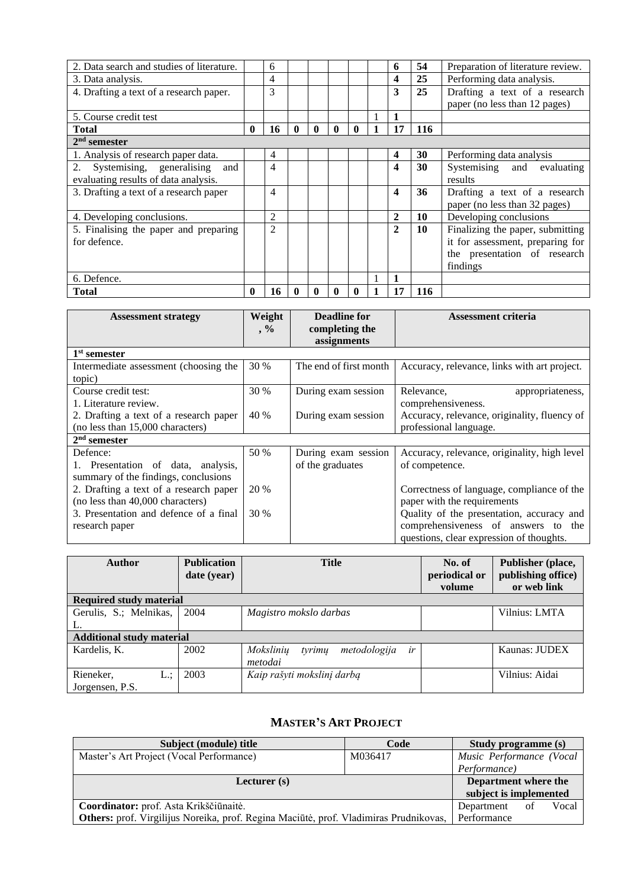| | | | | | | | | | | |
|---|---|---|---|---|---|---|---|---|---|---|
| 2. Data search and studies of literature. | | 6 | | | | | | **6** | **54** | Preparation of literature review. |
| 3. Data analysis. | | 4 | | | | | | **4** | **25** | Performing data analysis. |
| 4. Drafting a text of a research paper. | | 3 | | | | | | **3** | **25** | Drafting a text of a research paper (no less than 12 pages) |
| 5. Course credit test | | | | | | | 1 | **1** | | |
| **Total** | **0** | **16** | **0** | **0** | **0** | **0** | **1** | **17** | **116** | |
| **2nd semester** | | | | | | | | | | |
| 1. Analysis of research paper data. | | 4 | | | | | | **4** | **30** | Performing data analysis |
| 2. Systemising, generalising and evaluating results of data analysis. | | 4 | | | | | | **4** | **30** | Systemising and evaluating results |
| 3. Drafting a text of a research paper | | 4 | | | | | | **4** | **36** | Drafting a text of a research paper (no less than 32 pages) |
| 4. Developing conclusions. | | 2 | | | | | | **2** | **10** | Developing conclusions |
| 5. Finalising the paper and preparing for defence. | | 2 | | | | | | **2** | **10** | Finalizing the paper, submitting it for assessment, preparing for the presentation of research findings |
| 6. Defence. | | | | | | | 1 | **1** | | |
| **Total** | **0** | **16** | **0** | **0** | **0** | **0** | **1** | **17** | **116** | |

| Assessment strategy | Weight, % | Deadline for completing the assignments | Assessment criteria |
|---|---|---|---|
| **1st semester** | | | |
| Intermediate assessment (choosing the topic) | 30 % | The end of first month | Accuracy, relevance, links with art project. |
| Course credit test:<br>1. Literature review. | 30 % | During exam session | Relevance, appropriateness, comprehensiveness. |
| 2. Drafting a text of a research paper (no less than 15,000 characters) | 40 % | During exam session | Accuracy, relevance, originality, fluency of professional language. |
| **2nd semester** | | | |
| Defence:<br>1. Presentation of data, analysis, summary of the findings, conclusions | 50 % | During exam session of the graduates | Accuracy, relevance, originality, high level of competence. |
| 2. Drafting a text of a research paper (no less than 40,000 characters) | 20 % | | Correctness of language, compliance of the paper with the requirements |
| 3. Presentation and defence of a final research paper | 30 % | | Quality of the presentation, accuracy and comprehensiveness of answers to the questions, clear expression of thoughts. |

| Author | Publication date (year) | Title | No. of periodical or volume | Publisher (place, publishing office) or web link |
|---|---|---|---|---|
| **Required study material** | | | | |
| Gerulis, S.; Melnikas, L. | 2004 | *Magistro mokslo darbas* | | Vilnius: LMTA |
| **Additional study material** | | | | |
| Kardelis, K. | 2002 | *Mokslinių tyrimų metodologija ir metodai* | | Kaunas: JUDEX |
| Rieneker, L.; Jorgensen, P.S. | 2003 | *Kaip rašyti mokslinį darbą* | | Vilnius: Aidai |

## MASTER'S ART PROJECT

| Subject (module) title | Code | Study programme (s) |
|---|---|---|
| Master's Art Project (Vocal Performance) | M036417 | *Music Performance (Vocal Performance)* |
| **Lecturer (s)** | | **Department where the subject is implemented** |
| **Coordinator:** prof. Asta Krikščiūnaitė.<br>**Others:** prof. Virgilijus Noreika, prof. Regina Maciūtė, prof. Vladimiras Prudnikovas, | | Department of Vocal Performance |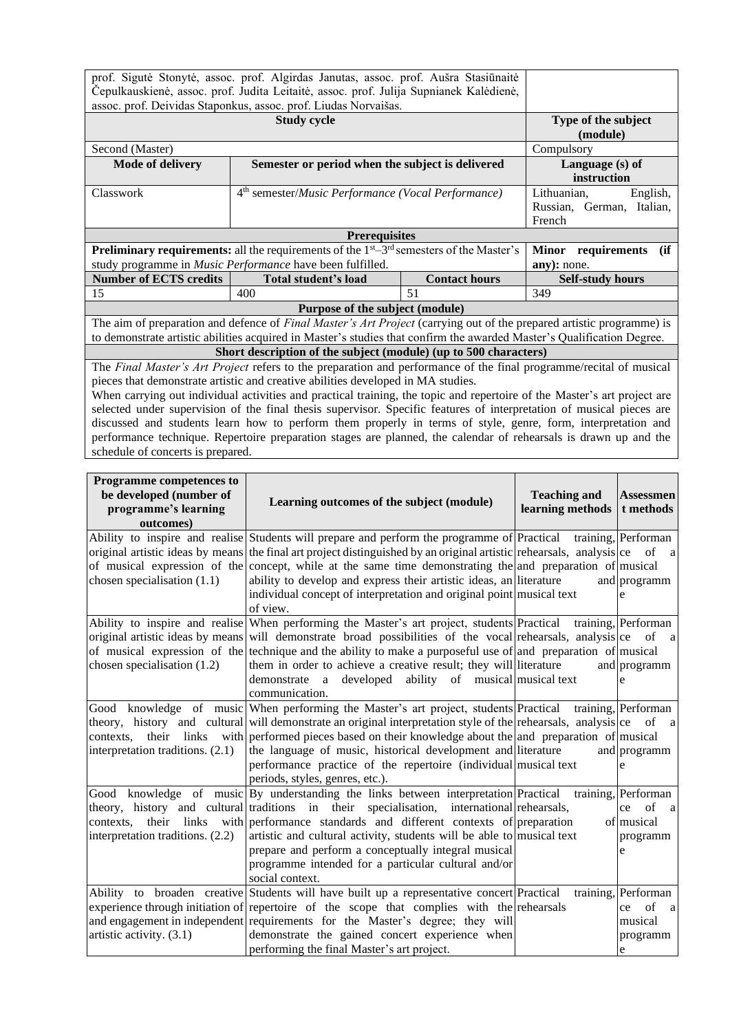| prof. Sigutė Stonytė, assoc. prof. Algirdas Janutas, assoc. prof. Aušra Stasiūnaitė Čepulkauskienė, assoc. prof. Judita Leitaitė, assoc. prof. Julija Supnianek Kalėdienė, assoc. prof. Deividas Staponkus, assoc. prof. Liudas Norvaišas. | | | |
|---|---|---|---|
| **Study cycle** | | | **Type of the subject (module)** |
| Second (Master) | | | Compulsory |
| **Mode of delivery** | **Semester or period when the subject is delivered** | | **Language (s) of instruction** |
| Classwork | 4th semester/*Music Performance (Vocal Performance)* | | Lithuanian, English, Russian, German, Italian, French |
| **Prerequisites** | | | |
| **Preliminary requirements:** all the requirements of the 1st–3rd semesters of the Master's study programme in *Music Performance* have been fulfilled. | | | **Minor requirements (if any):** none. |
| **Number of ECTS credits** | **Total student's load** | **Contact hours** | **Self-study hours** |
| 15 | 400 | 51 | 349 |
| **Purpose of the subject (module)** | | | |
| The aim of preparation and defence of *Final Master's Art Project* (carrying out of the prepared artistic programme) is to demonstrate artistic abilities acquired in Master's studies that confirm the awarded Master's Qualification Degree. | | | |
| **Short description of the subject (module) (up to 500 characters)** | | | |
| The *Final Master's Art Project* refers to the preparation and performance of the final programme/recital of musical pieces that demonstrate artistic and creative abilities developed in MA studies. When carrying out individual activities and practical training, the topic and repertoire of the Master's art project are selected under supervision of the final thesis supervisor. Specific features of interpretation of musical pieces are discussed and students learn how to perform them properly in terms of style, genre, form, interpretation and performance technique. Repertoire preparation stages are planned, the calendar of rehearsals is drawn up and the schedule of concerts is prepared. | | | |

| Programme competences to be developed (number of programme's learning outcomes) | Learning outcomes of the subject (module) | Teaching and learning methods | Assessment methods |
|---|---|---|---|
| Ability to inspire and realise original artistic ideas by means of musical expression of the chosen specialisation (1.1) | Students will prepare and perform the programme of the final art project distinguished by an original artistic concept, while at the same time demonstrating the ability to develop and express their artistic ideas, an individual concept of interpretation and original point of view. | Practical training, rehearsals, analysis and preparation of literature and musical text | Performance of a musical programme |
| Ability to inspire and realise original artistic ideas by means of musical expression of the chosen specialisation (1.2) | When performing the Master's art project, students will demonstrate broad possibilities of the vocal technique and the ability to make a purposeful use of them in order to achieve a creative result; they will demonstrate a developed ability of musical communication. | Practical training, rehearsals, analysis and preparation of literature and musical text | Performance of a musical programme |
| Good knowledge of music theory, history and cultural contexts, their links with interpretation traditions. (2.1) | When performing the Master's art project, students will demonstrate an original interpretation style of the performed pieces based on their knowledge about the language of music, historical development and performance practice of the repertoire (individual periods, styles, genres, etc.). | Practical training, rehearsals, analysis and preparation of literature and musical text | Performance of a musical programme |
| Good knowledge of music theory, history and cultural contexts, their links with interpretation traditions. (2.2) | By understanding the links between interpretation traditions in their specialisation, international performance standards and different contexts of artistic and cultural activity, students will be able to prepare and perform a conceptually integral musical programme intended for a particular cultural and/or social context. | Practical training, rehearsals, preparation of musical text | Performance of a musical programme |
| Ability to broaden creative experience through initiation of and engagement in independent artistic activity. (3.1) | Students will have built up a representative concert repertoire of the scope that complies with the requirements for the Master's degree; they will demonstrate the gained concert experience when performing the final Master's art project. | Practical training, rehearsals | Performance of a musical programme |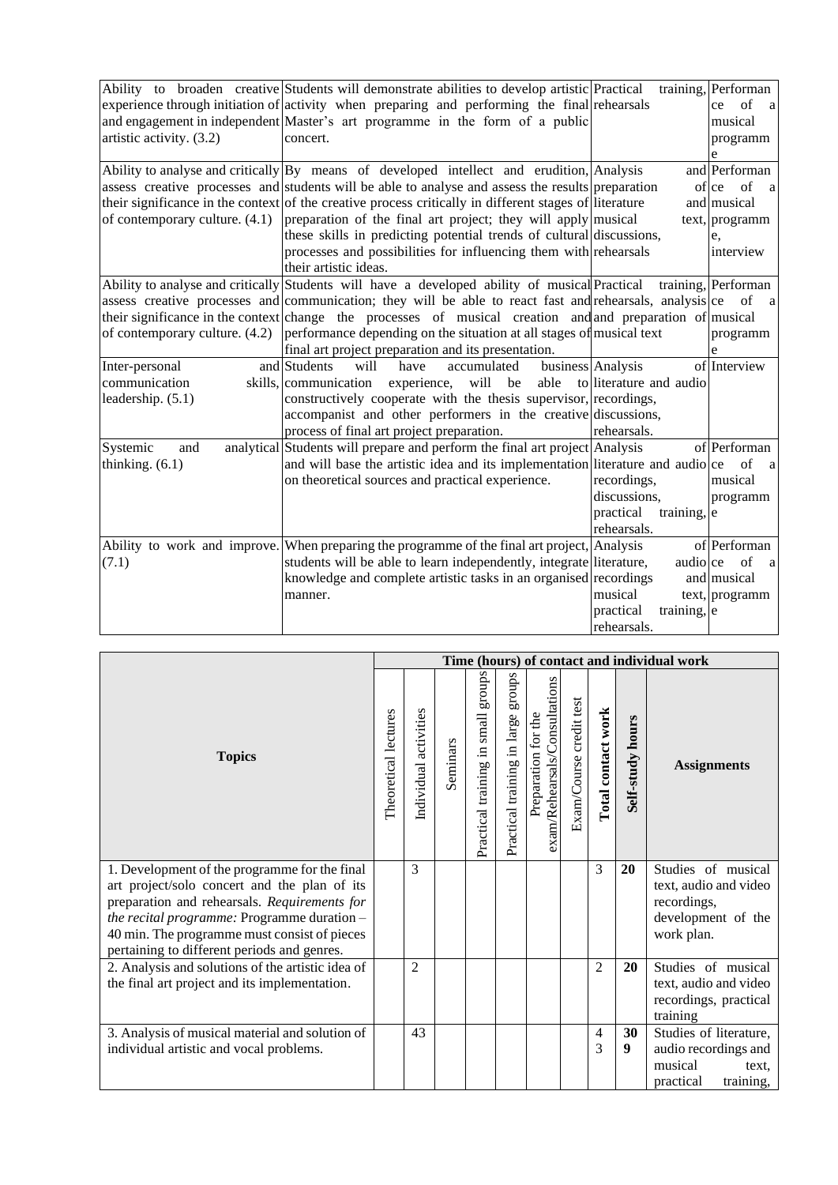| | | | |
|---|---|---|---|
| Ability to broaden creative experience through initiation of and engagement in independent artistic activity. (3.2) | Students will demonstrate abilities to develop artistic activity when preparing and performing the final Master's art programme in the form of a public concert. | Practical training, rehearsals | Performance of a musical programme |
| Ability to analyse and critically assess creative processes and their significance in the context of contemporary culture. (4.1) | By means of developed intellect and erudition, students will be able to analyse and assess the results of the creative process critically in different stages of preparation of the final art project; they will apply these skills in predicting potential trends of cultural processes and possibilities for influencing them with their artistic ideas. | Analysis and preparation of literature and musical text, discussions, rehearsals | Performance of a musical programme, interview |
| Ability to analyse and critically assess creative processes and their significance in the context of contemporary culture. (4.2) | Students will have a developed ability of musical communication; they will be able to react fast and change the processes of musical creation and performance depending on the situation at all stages of final art project preparation and its presentation. | Practical training, rehearsals, analysis and preparation of musical text | Performance of a musical programme |
| Inter-personal and communication skills, leadership. (5.1) | Students will have accumulated business communication experience, will be able to constructively cooperate with the thesis supervisor, accompanist and other performers in the creative process of final art project preparation. | Analysis of literature and audio recordings, discussions, rehearsals. | Interview |
| Systemic and analytical thinking. (6.1) | Students will prepare and perform the final art project and will base the artistic idea and its implementation on theoretical sources and practical experience. | Analysis of literature and audio recordings, discussions, practical training, rehearsals. | Performance of a musical programme |
| Ability to work and improve. (7.1) | When preparing the programme of the final art project, students will be able to learn independently, integrate knowledge and complete artistic tasks in an organised manner. | Analysis of literature, audio recordings and musical text, practical training, rehearsals. | Performance of a musical programme |

| Topics | Time (hours) of contact and individual work | | | | | | | | | Assignments |
|---|---|---|---|---|---|---|---|---|---|---|
| | Theoretical lectures | Individual activities | Seminars | Practical training in small groups | Practical training in large groups | Preparation for the exam/Rehearsals/Consultations | Exam/Course credit test | **Total contact work** | **Self-study hours** | **Assignments** |
| 1. Development of the programme for the final art project/solo concert and the plan of its preparation and rehearsals. *Requirements for the recital programme:* Programme duration – 40 min. The programme must consist of pieces pertaining to different periods and genres. | | 3 | | | | | | 3 | **20** | Studies of musical text, audio and video recordings, development of the work plan. |
| 2. Analysis and solutions of the artistic idea of the final art project and its implementation. | | 2 | | | | | | 2 | **20** | Studies of musical text, audio and video recordings, practical training |
| 3. Analysis of musical material and solution of individual artistic and vocal problems. | | 43 | | | | | | 43 | **309** | Studies of literature, audio recordings and musical text, practical training, |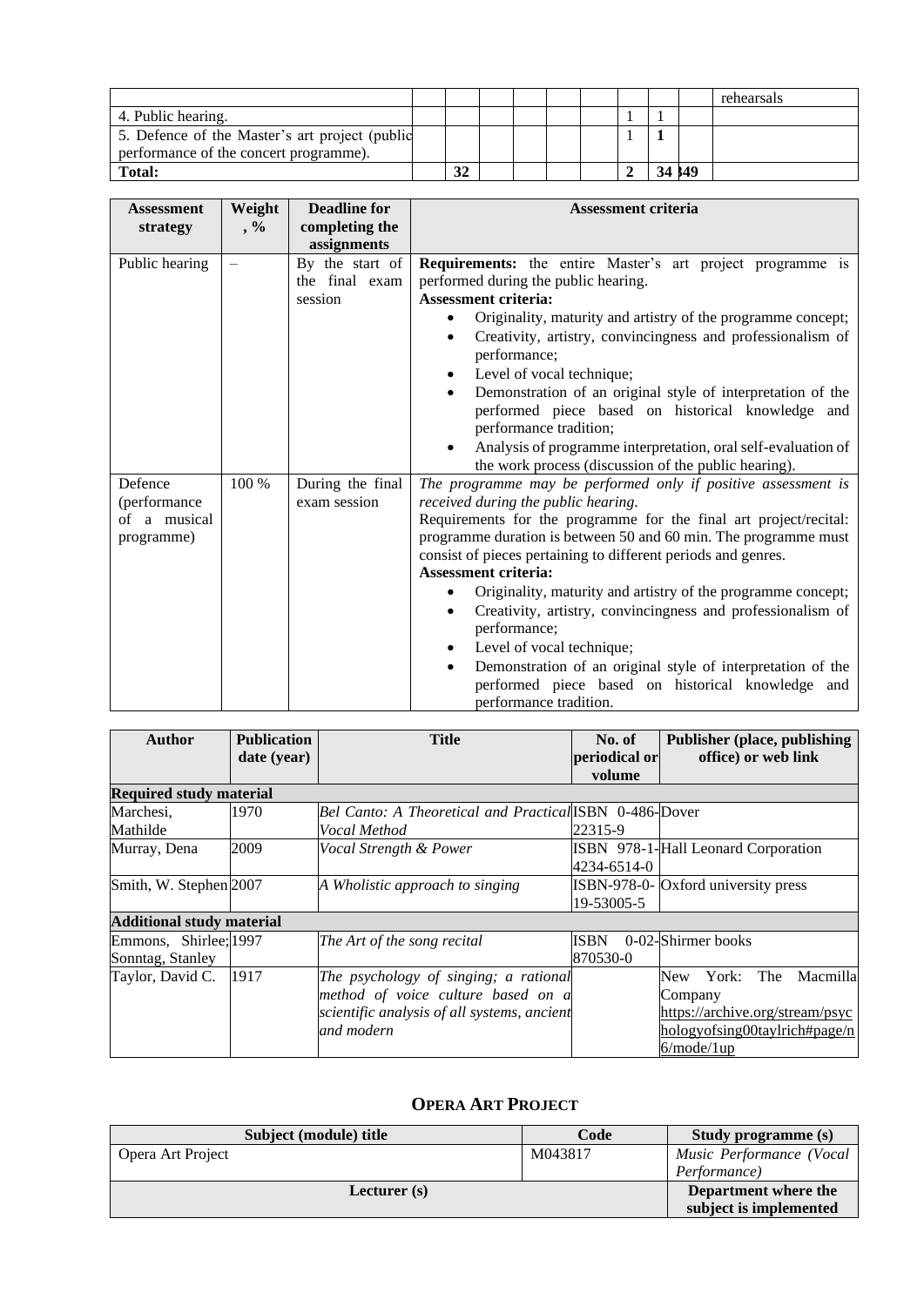| | | | | | | | | | | |
|---|---|---|---|---|---|---|---|---|---|---|
| | | | | | | | | | | rehearsals |
| 4. Public hearing. | | | | | | | 1 | 1 | | |
| 5. Defence of the Master's art project (public performance of the concert programme). | | | | | | | 1 | **1** | | |
| **Total:** | | **32** | | | | | **2** | **34** | **349** | |

| Assessment strategy | Weight, % | Deadline for completing the assignments | Assessment criteria |
|---|---|---|---|
| Public hearing | – | By the start of the final exam session | **Requirements:** the entire Master's art project programme is performed during the public hearing.<br>**Assessment criteria:**<br>• Originality, maturity and artistry of the programme concept;<br>• Creativity, artistry, convincingness and professionalism of performance;<br>• Level of vocal technique;<br>• Demonstration of an original style of interpretation of the performed piece based on historical knowledge and performance tradition;<br>• Analysis of programme interpretation, oral self-evaluation of the work process (discussion of the public hearing). |
| Defence (performance of a musical programme) | 100 % | During the final exam session | *The programme may be performed only if positive assessment is received during the public hearing.*<br>Requirements for the programme for the final art project/recital: programme duration is between 50 and 60 min. The programme must consist of pieces pertaining to different periods and genres.<br>**Assessment criteria:**<br>• Originality, maturity and artistry of the programme concept;<br>• Creativity, artistry, convincingness and professionalism of performance;<br>• Level of vocal technique;<br>• Demonstration of an original style of interpretation of the performed piece based on historical knowledge and performance tradition. |

| Author | Publication date (year) | Title | No. of periodical or volume | Publisher (place, publishing office) or web link |
|---|---|---|---|---|
| **Required study material** | | | | |
| Marchesi, Mathilde | 1970 | *Bel Canto: A Theoretical and Practical Vocal Method* | ISBN 0-486-22315-9 | Dover |
| Murray, Dena | 2009 | *Vocal Strength & Power* | ISBN 978-1-4234-6514-0 | Hall Leonard Corporation |
| Smith, W. Stephen | 2007 | *A Wholistic approach to singing* | ISBN-978-0-19-53005-5 | Oxford university press |
| **Additional study material** | | | | |
| Emmons, Shirlee; Sonntag, Stanley | 1997 | *The Art of the song recital* | ISBN 0-02-870530-0 | Shirmer books |
| Taylor, David C. | 1917 | *The psychology of singing; a rational method of voice culture based on a scientific analysis of all systems, ancient and modern* | | New York: The Macmilla Company https://archive.org/stream/psychologyofsing00taylrich#page/n6/mode/1up |

## OPERA ART PROJECT

| Subject (module) title | Code | Study programme (s) |
|---|---|---|
| Opera Art Project | M043817 | *Music Performance (Vocal Performance)* |
| **Lecturer (s)** | | **Department where the subject is implemented** |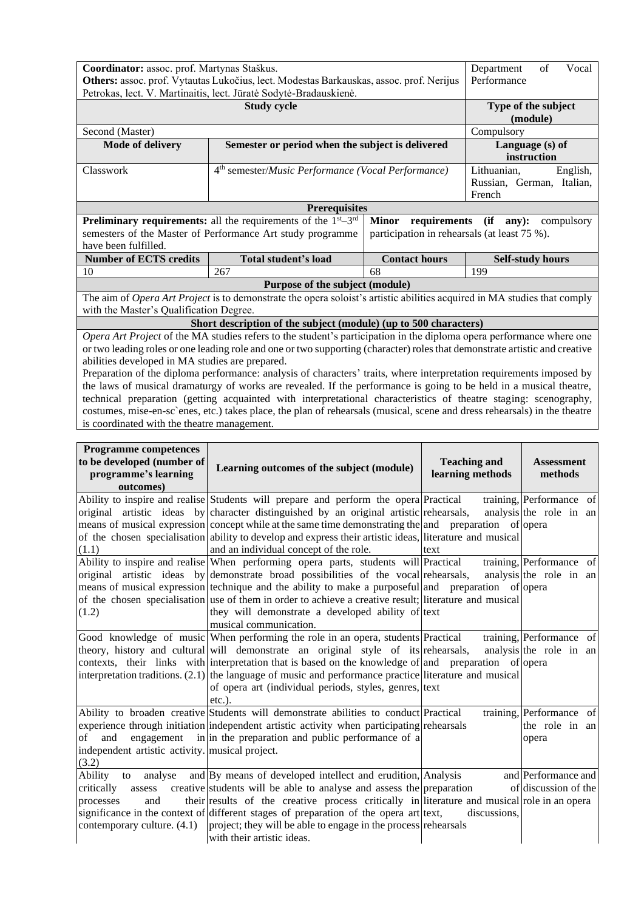| **Coordinator:** assoc. prof. Martynas Staškus. **Others:** assoc. prof. Vytautas Lukočius, lect. Modestas Barkauskas, assoc. prof. Nerijus Petrokas, lect. V. Martinaitis, lect. Jūratė Sodytė-Bradauskienė. | | | Department of Vocal Performance |
|---|---|---|---|
| **Study cycle** | | | **Type of the subject (module)** |
| Second (Master) | | | Compulsory |
| **Mode of delivery** | **Semester or period when the subject is delivered** | | **Language (s) of instruction** |
| Classwork | 4th semester/*Music Performance (Vocal Performance)* | | Lithuanian, English, Russian, German, Italian, French |
| **Prerequisites** | | | |
| **Preliminary requirements:** all the requirements of the 1st–3rd semesters of the Master of Performance Art study programme have been fulfilled. | | **Minor requirements (if any):** compulsory participation in rehearsals (at least 75 %). | |
| **Number of ECTS credits** | **Total student's load** | **Contact hours** | **Self-study hours** |
| 10 | 267 | 68 | 199 |
| **Purpose of the subject (module)** | | | |
| The aim of *Opera Art Project* is to demonstrate the opera soloist's artistic abilities acquired in MA studies that comply with the Master's Qualification Degree. | | | |
| **Short description of the subject (module) (up to 500 characters)** | | | |
| *Opera Art Project* of the MA studies refers to the student's participation in the diploma opera performance where one or two leading roles or one leading role and one or two supporting (character) roles that demonstrate artistic and creative abilities developed in MA studies are prepared. Preparation of the diploma performance: analysis of characters' traits, where interpretation requirements imposed by the laws of musical dramaturgy of works are revealed. If the performance is going to be held in a musical theatre, technical preparation (getting acquainted with interpretational characteristics of theatre staging: scenography, costumes, mise-en-sc`enes, etc.) takes place, the plan of rehearsals (musical, scene and dress rehearsals) in the theatre is coordinated with the theatre management. | | | |

| **Programme competences to be developed (number of programme's learning outcomes)** | **Learning outcomes of the subject (module)** | **Teaching and learning methods** | **Assessment methods** |
|---|---|---|---|
| Ability to inspire and realise original artistic ideas by means of musical expression of the chosen specialisation (1.1) | Students will prepare and perform the opera character distinguished by an original artistic concept while at the same time demonstrating the ability to develop and express their artistic ideas, and an individual concept of the role. | Practical training, rehearsals, analysis and preparation of literature and musical text | Performance of the role in an opera |
| Ability to inspire and realise original artistic ideas by means of musical expression of the chosen specialisation (1.2) | When performing opera parts, students will demonstrate broad possibilities of the vocal technique and the ability to make a purposeful use of them in order to achieve a creative result; they will demonstrate a developed ability of musical communication. | Practical training, rehearsals, analysis and preparation of literature and musical text | Performance of the role in an opera |
| Good knowledge of music theory, history and cultural contexts, their links with interpretation traditions. (2.1) | When performing the role in an opera, students will demonstrate an original style of its interpretation that is based on the knowledge of the language of music and performance practice of opera art (individual periods, styles, genres, etc.). | Practical training, rehearsals, analysis and preparation of literature and musical text | Performance of the role in an opera |
| Ability to broaden creative experience through initiation of and engagement in independent artistic activity. (3.2) | Students will demonstrate abilities to conduct independent artistic activity when participating in the preparation and public performance of a musical project. | Practical training, rehearsals | Performance of the role in an opera |
| Ability to analyse and critically assess creative processes and their significance in the context of contemporary culture. (4.1) | By means of developed intellect and erudition, students will be able to analyse and assess the results of the creative process critically in different stages of preparation of the opera art project; they will be able to engage in the process with their artistic ideas. | Analysis and preparation of literature and musical text, discussions, rehearsals | Performance and discussion of the role in an opera |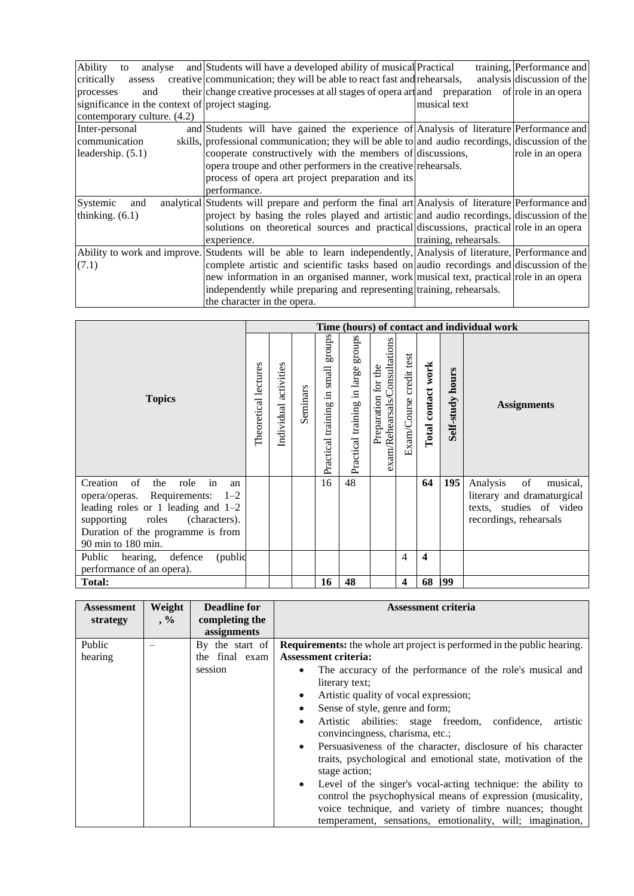| | | | |
|---|---|---|---|
| Ability to analyse and critically assess creative processes and their significance in the context of contemporary culture. (4.2) | Students will have a developed ability of musical communication; they will be able to react fast and change creative processes at all stages of opera art project staging. | Practical training, rehearsals, analysis and preparation of musical text | Performance and discussion of the role in an opera |
| Inter-personal and communication skills, leadership. (5.1) | Students will have gained the experience of professional communication; they will be able to cooperate constructively with the members of opera troupe and other performers in the creative process of opera art project preparation and its performance. | Analysis of literature and audio recordings, discussions, rehearsals. | Performance and discussion of the role in an opera |
| Systemic and analytical thinking. (6.1) | Students will prepare and perform the final art project by basing the roles played and artistic solutions on theoretical sources and practical experience. | Analysis of literature and audio recordings, discussions, practical training, rehearsals. | Performance and discussion of the role in an opera |
| Ability to work and improve. (7.1) | Students will be able to learn independently, complete artistic and scientific tasks based on new information in an organised manner, work independently while preparing and representing the character in the opera. | Analysis of literature, audio recordings and musical text, practical training, rehearsals. | Performance and discussion of the role in an opera |

| Topics | Time (hours) of contact and individual work | | | | | | | | | Assignments |
|---|---|---|---|---|---|---|---|---|---|---|
| | Theoretical lectures | Individual activities | Seminars | Practical training in small groups | Practical training in large groups | Preparation for the exam/Rehearsals/Consultations | Exam/Course credit test | **Total contact work** | **Self-study hours** | |
| Creation of the role in an opera/operas. Requirements: 1–2 leading roles or 1 leading and 1–2 supporting roles (characters). Duration of the programme is from 90 min to 180 min. | | | | 16 | 48 | | | **64** | **195** | Analysis of musical, literary and dramaturgical texts, studies of video recordings, rehearsals |
| Public hearing, defence (public performance of an opera). | | | | | | | 4 | **4** | | |
| **Total:** | | | | **16** | **48** | | **4** | **68** | **199** | |

| Assessment strategy | Weight, % | Deadline for completing the assignments | Assessment criteria |
|---|---|---|---|
| Public hearing | – | By the start of the final exam session | **Requirements:** the whole art project is performed in the public hearing.<br>**Assessment criteria:**<br>• The accuracy of the performance of the role's musical and literary text;<br>• Artistic quality of vocal expression;<br>• Sense of style, genre and form;<br>• Artistic abilities: stage freedom, confidence, artistic convincingness, charisma, etc.;<br>• Persuasiveness of the character, disclosure of his character traits, psychological and emotional state, motivation of the stage action;<br>• Level of the singer's vocal-acting technique: the ability to control the psychophysical means of expression (musicality, voice technique, and variety of timbre nuances; thought temperament, sensations, emotionality, will; imagination, |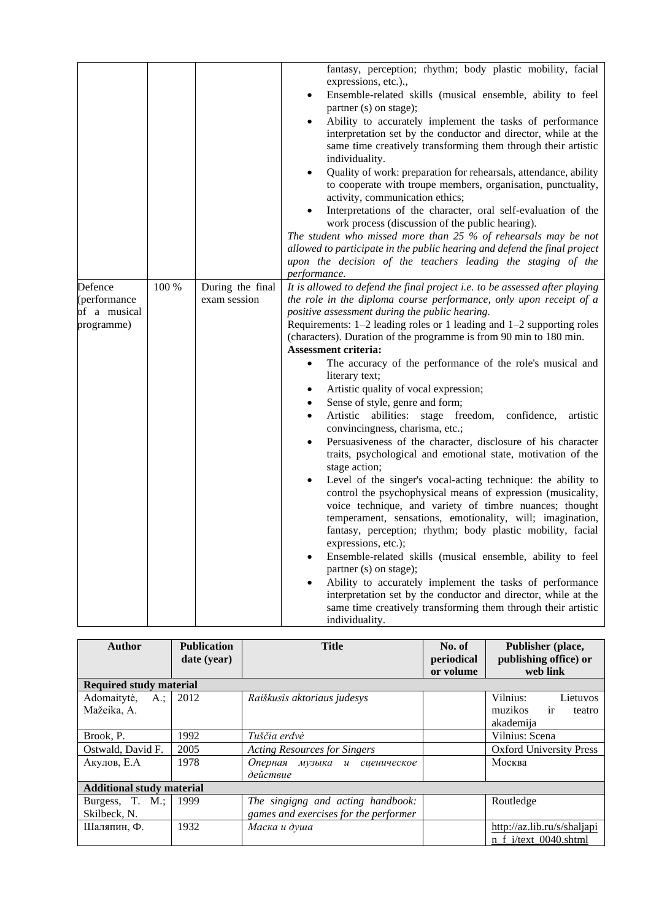| | | | |
|---|---|---|---|
| | | | fantasy, perception; rhythm; body plastic mobility, facial expressions, etc.).,<br>• Ensemble-related skills (musical ensemble, ability to feel partner (s) on stage);<br>• Ability to accurately implement the tasks of performance interpretation set by the conductor and director, while at the same time creatively transforming them through their artistic individuality.<br>• Quality of work: preparation for rehearsals, attendance, ability to cooperate with troupe members, organisation, punctuality, activity, communication ethics;<br>• Interpretations of the character, oral self-evaluation of the work process (discussion of the public hearing).<br>*The student who missed more than 25 % of rehearsals may be not allowed to participate in the public hearing and defend the final project upon the decision of the teachers leading the staging of the performance.* |
| Defence (performance of a musical programme) | 100 % | During the final exam session | *It is allowed to defend the final project i.e. to be assessed after playing the role in the diploma course performance, only upon receipt of a positive assessment during the public hearing.*<br>Requirements: 1–2 leading roles or 1 leading and 1–2 supporting roles (characters). Duration of the programme is from 90 min to 180 min.<br>**Assessment criteria:**<br>• The accuracy of the performance of the role's musical and literary text;<br>• Artistic quality of vocal expression;<br>• Sense of style, genre and form;<br>• Artistic abilities: stage freedom, confidence, artistic convincingness, charisma, etc.;<br>• Persuasiveness of the character, disclosure of his character traits, psychological and emotional state, motivation of the stage action;<br>• Level of the singer's vocal-acting technique: the ability to control the psychophysical means of expression (musicality, voice technique, and variety of timbre nuances; thought temperament, sensations, emotionality, will; imagination, fantasy, perception; rhythm; body plastic mobility, facial expressions, etc.);<br>• Ensemble-related skills (musical ensemble, ability to feel partner (s) on stage);<br>• Ability to accurately implement the tasks of performance interpretation set by the conductor and director, while at the same time creatively transforming them through their artistic individuality. |

| Author | Publication date (year) | Title | No. of periodical or volume | Publisher (place, publishing office) or web link |
|---|---|---|---|---|
| **Required study material** | | | | |
| Adomaitytė, A.; Mažeika, A. | 2012 | *Raiškusis aktoriaus judesys* | | Vilnius: Lietuvos muzikos ir teatro akademija |
| Brook, P. | 1992 | *Tuščia erdvė* | | Vilnius: Scena |
| Ostwald, David F. | 2005 | *Acting Resources for Singers* | | Oxford University Press |
| Акулов, Е.А | 1978 | *Оперная музыка и сценическое действие* | | Москва |
| **Additional study material** | | | | |
| Burgess, T. M.; Skilbeck, N. | 1999 | *The singigng and acting handbook: games and exercises for the performer* | | Routledge |
| Шаляпин, Ф. | 1932 | *Маска и душа* | | http://az.lib.ru/s/shaljapin_f_i/text_0040.shtml |